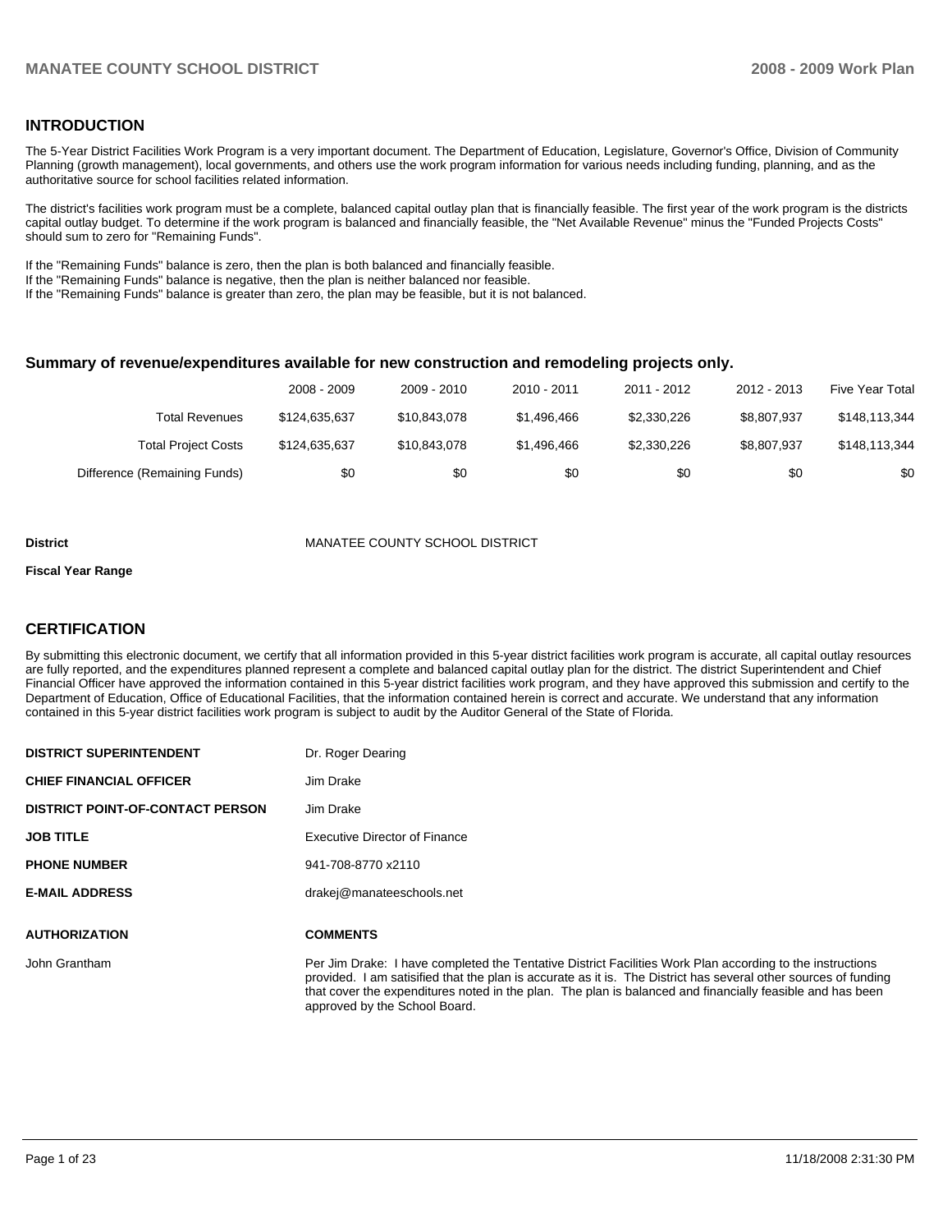## INTRODUCTION

The 5-Year District Facilities Work Program is a very important document. The Department of Education, Legislature, Governor's Office, Division of Community Planning (growth management), local governments, and others use the work program information for various needs including funding, planning, and as the authoritative source for school facilities related information.

The district's facilities work program must be a complete, balanced capital outlay plan that is financially feasible. The first year of the work program is the districts capital outlay budget. To determine if the work program is balanced and financially feasible, the "Net Available Revenue" minus the "Funded Projects Costs" should sum to zero for "Remaining Funds".

If the "Remaining Funds" balance is zero, then the plan is both balanced and financially feasible.
If the "Remaining Funds" balance is negative, then the plan is neither balanced nor feasible.
If the "Remaining Funds" balance is greater than zero, the plan may be feasible, but it is not balanced.

### Summary of revenue/expenditures available for new construction and remodeling projects only.

| | 2008 - 2009 | 2009 - 2010 | 2010 - 2011 | 2011 - 2012 | 2012 - 2013 | Five Year Total |
|---|---|---|---|---|---|---|
| Total Revenues | $124,635,637 | $10,843,078 | $1,496,466 | $2,330,226 | $8,807,937 | $148,113,344 |
| Total Project Costs | $124,635,637 | $10,843,078 | $1,496,466 | $2,330,226 | $8,807,937 | $148,113,344 |
| Difference (Remaining Funds) | $0 | $0 | $0 | $0 | $0 | $0 |

**District** MANATEE COUNTY SCHOOL DISTRICT

**Fiscal Year Range**

## CERTIFICATION

By submitting this electronic document, we certify that all information provided in this 5-year district facilities work program is accurate, all capital outlay resources are fully reported, and the expenditures planned represent a complete and balanced capital outlay plan for the district. The district Superintendent and Chief Financial Officer have approved the information contained in this 5-year district facilities work program, and they have approved this submission and certify to the Department of Education, Office of Educational Facilities, that the information contained herein is correct and accurate. We understand that any information contained in this 5-year district facilities work program is subject to audit by the Auditor General of the State of Florida.

| | |
|---|---|
| **DISTRICT SUPERINTENDENT** | Dr. Roger Dearing |
| **CHIEF FINANCIAL OFFICER** | Jim Drake |
| **DISTRICT POINT-OF-CONTACT PERSON** | Jim Drake |
| **JOB TITLE** | Executive Director of Finance |
| **PHONE NUMBER** | 941-708-8770 x2110 |
| **E-MAIL ADDRESS** | drakej@manateeschools.net |

| **AUTHORIZATION** | **COMMENTS** |
|---|---|
| John Grantham | Per Jim Drake: I have completed the Tentative District Facilities Work Plan according to the instructions provided. I am satisified that the plan is accurate as it is. The District has several other sources of funding that cover the expenditures noted in the plan. The plan is balanced and financially feasible and has been approved by the School Board. |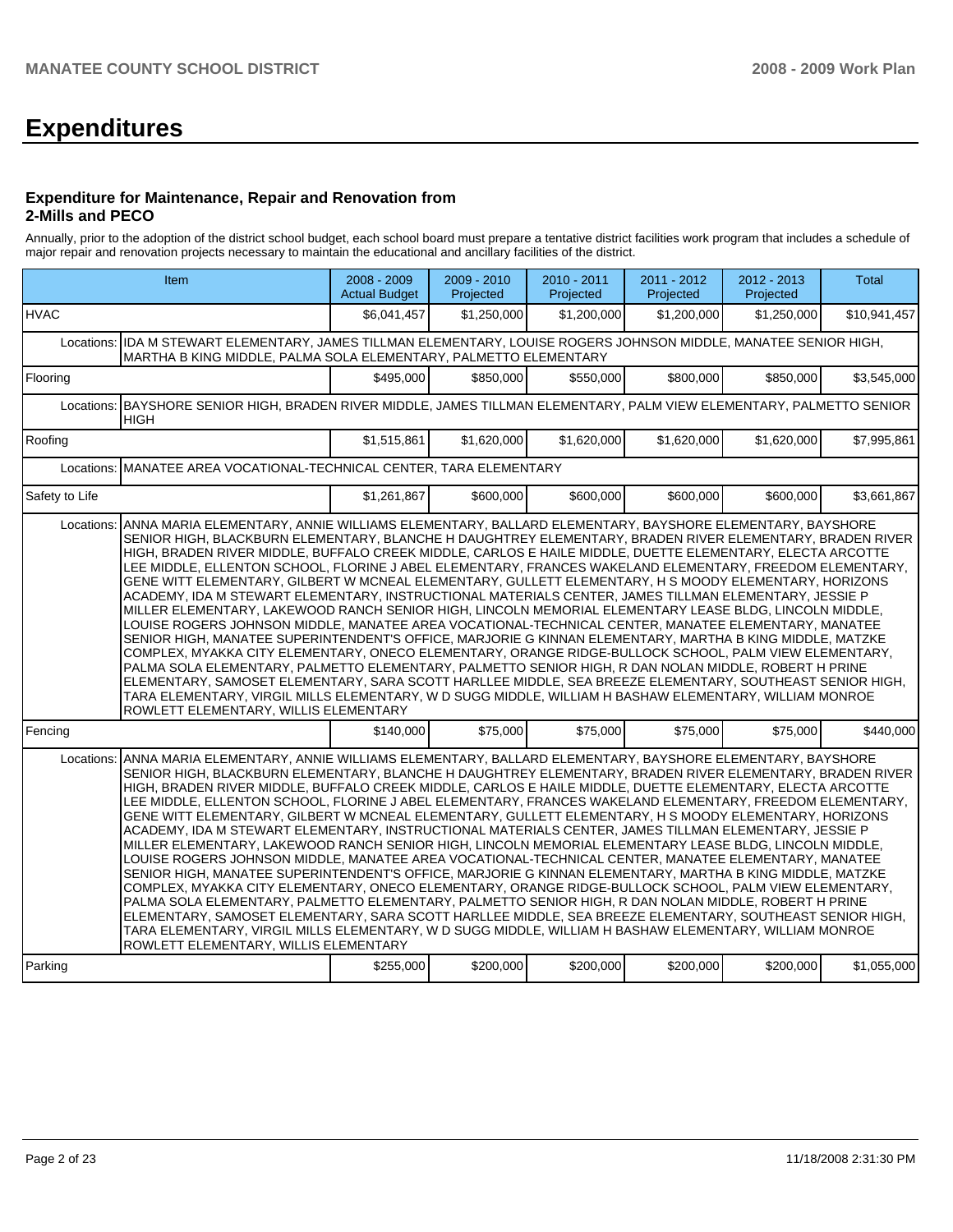# Expenditures

### Expenditure for Maintenance, Repair and Renovation from 2-Mills and PECO

Annually, prior to the adoption of the district school budget, each school board must prepare a tentative district facilities work program that includes a schedule of major repair and renovation projects necessary to maintain the educational and ancillary facilities of the district.

| Item | | 2008 - 2009 Actual Budget | 2009 - 2010 Projected | 2010 - 2011 Projected | 2011 - 2012 Projected | 2012 - 2013 Projected | Total |
|---|---|---|---|---|---|---|---|
| HVAC | | $6,041,457 | $1,250,000 | $1,200,000 | $1,200,000 | $1,250,000 | $10,941,457 |
| Locations: | IDA M STEWART ELEMENTARY, JAMES TILLMAN ELEMENTARY, LOUISE ROGERS JOHNSON MIDDLE, MANATEE SENIOR HIGH, MARTHA B KING MIDDLE, PALMA SOLA ELEMENTARY, PALMETTO ELEMENTARY | | | | | | |
| Flooring | | $495,000 | $850,000 | $550,000 | $800,000 | $850,000 | $3,545,000 |
| Locations: | BAYSHORE SENIOR HIGH, BRADEN RIVER MIDDLE, JAMES TILLMAN ELEMENTARY, PALM VIEW ELEMENTARY, PALMETTO SENIOR HIGH | | | | | | |
| Roofing | | $1,515,861 | $1,620,000 | $1,620,000 | $1,620,000 | $1,620,000 | $7,995,861 |
| Locations: | MANATEE AREA VOCATIONAL-TECHNICAL CENTER, TARA ELEMENTARY | | | | | | |
| Safety to Life | | $1,261,867 | $600,000 | $600,000 | $600,000 | $600,000 | $3,661,867 |
| Locations: | ANNA MARIA ELEMENTARY, ANNIE WILLIAMS ELEMENTARY, BALLARD ELEMENTARY, BAYSHORE ELEMENTARY, BAYSHORE SENIOR HIGH, BLACKBURN ELEMENTARY, BLANCHE H DAUGHTREY ELEMENTARY, BRADEN RIVER ELEMENTARY, BRADEN RIVER HIGH, BRADEN RIVER MIDDLE, BUFFALO CREEK MIDDLE, CARLOS E HAILE MIDDLE, DUETTE ELEMENTARY, ELECTA ARCOTTE LEE MIDDLE, ELLENTON SCHOOL, FLORINE J ABEL ELEMENTARY, FRANCES WAKELAND ELEMENTARY, FREEDOM ELEMENTARY, GENE WITT ELEMENTARY, GILBERT W MCNEAL ELEMENTARY, GULLETT ELEMENTARY, H S MOODY ELEMENTARY, HORIZONS ACADEMY, IDA M STEWART ELEMENTARY, INSTRUCTIONAL MATERIALS CENTER, JAMES TILLMAN ELEMENTARY, JESSIE P MILLER ELEMENTARY, LAKEWOOD RANCH SENIOR HIGH, LINCOLN MEMORIAL ELEMENTARY LEASE BLDG, LINCOLN MIDDLE, LOUISE ROGERS JOHNSON MIDDLE, MANATEE AREA VOCATIONAL-TECHNICAL CENTER, MANATEE ELEMENTARY, MANATEE SENIOR HIGH, MANATEE SUPERINTENDENT'S OFFICE, MARJORIE G KINNAN ELEMENTARY, MARTHA B KING MIDDLE, MATZKE COMPLEX, MYAKKA CITY ELEMENTARY, ONECO ELEMENTARY, ORANGE RIDGE-BULLOCK SCHOOL, PALM VIEW ELEMENTARY, PALMA SOLA ELEMENTARY, PALMETTO ELEMENTARY, PALMETTO SENIOR HIGH, R DAN NOLAN MIDDLE, ROBERT H PRINE ELEMENTARY, SAMOSET ELEMENTARY, SARA SCOTT HARLLEE MIDDLE, SEA BREEZE ELEMENTARY, SOUTHEAST SENIOR HIGH, TARA ELEMENTARY, VIRGIL MILLS ELEMENTARY, W D SUGG MIDDLE, WILLIAM H BASHAW ELEMENTARY, WILLIAM MONROE ROWLETT ELEMENTARY, WILLIS ELEMENTARY | | | | | | |
| Fencing | | $140,000 | $75,000 | $75,000 | $75,000 | $75,000 | $440,000 |
| Locations: | ANNA MARIA ELEMENTARY, ANNIE WILLIAMS ELEMENTARY, BALLARD ELEMENTARY, BAYSHORE ELEMENTARY, BAYSHORE SENIOR HIGH, BLACKBURN ELEMENTARY, BLANCHE H DAUGHTREY ELEMENTARY, BRADEN RIVER ELEMENTARY, BRADEN RIVER HIGH, BRADEN RIVER MIDDLE, BUFFALO CREEK MIDDLE, CARLOS E HAILE MIDDLE, DUETTE ELEMENTARY, ELECTA ARCOTTE LEE MIDDLE, ELLENTON SCHOOL, FLORINE J ABEL ELEMENTARY, FRANCES WAKELAND ELEMENTARY, FREEDOM ELEMENTARY, GENE WITT ELEMENTARY, GILBERT W MCNEAL ELEMENTARY, GULLETT ELEMENTARY, H S MOODY ELEMENTARY, HORIZONS ACADEMY, IDA M STEWART ELEMENTARY, INSTRUCTIONAL MATERIALS CENTER, JAMES TILLMAN ELEMENTARY, JESSIE P MILLER ELEMENTARY, LAKEWOOD RANCH SENIOR HIGH, LINCOLN MEMORIAL ELEMENTARY LEASE BLDG, LINCOLN MIDDLE, LOUISE ROGERS JOHNSON MIDDLE, MANATEE AREA VOCATIONAL-TECHNICAL CENTER, MANATEE ELEMENTARY, MANATEE SENIOR HIGH, MANATEE SUPERINTENDENT'S OFFICE, MARJORIE G KINNAN ELEMENTARY, MARTHA B KING MIDDLE, MATZKE COMPLEX, MYAKKA CITY ELEMENTARY, ONECO ELEMENTARY, ORANGE RIDGE-BULLOCK SCHOOL, PALM VIEW ELEMENTARY, PALMA SOLA ELEMENTARY, PALMETTO ELEMENTARY, PALMETTO SENIOR HIGH, R DAN NOLAN MIDDLE, ROBERT H PRINE ELEMENTARY, SAMOSET ELEMENTARY, SARA SCOTT HARLLEE MIDDLE, SEA BREEZE ELEMENTARY, SOUTHEAST SENIOR HIGH, TARA ELEMENTARY, VIRGIL MILLS ELEMENTARY, W D SUGG MIDDLE, WILLIAM H BASHAW ELEMENTARY, WILLIAM MONROE ROWLETT ELEMENTARY, WILLIS ELEMENTARY | | | | | | |
| Parking | | $255,000 | $200,000 | $200,000 | $200,000 | $200,000 | $1,055,000 |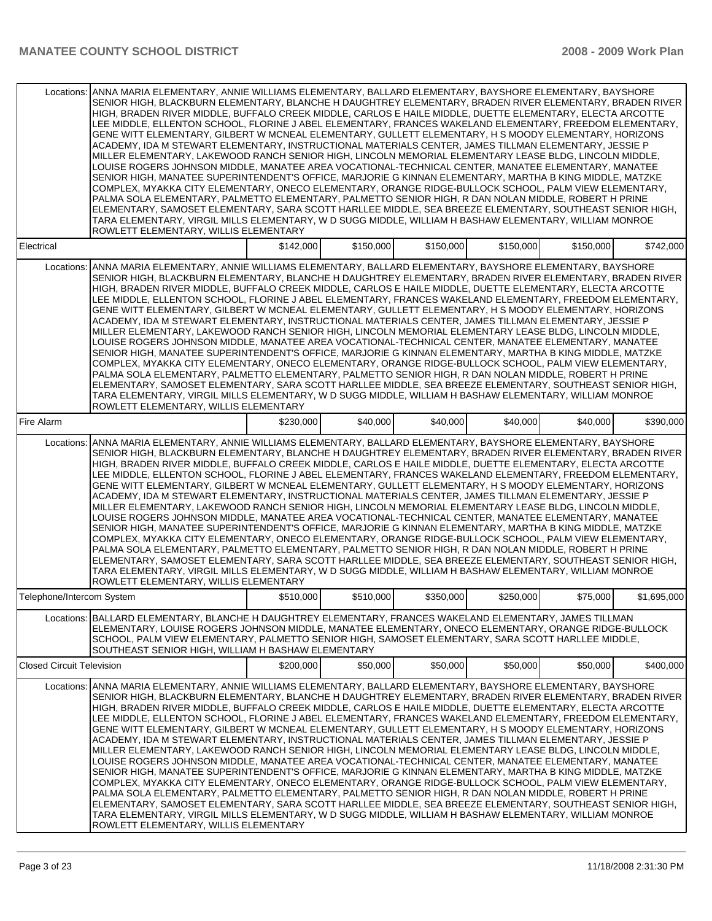| | | | | | | |
|---|---|---|---|---|---|---|
| Locations: ANNA MARIA ELEMENTARY, ANNIE WILLIAMS ELEMENTARY, BALLARD ELEMENTARY, BAYSHORE ELEMENTARY, BAYSHORE SENIOR HIGH, BLACKBURN ELEMENTARY, BLANCHE H DAUGHTREY ELEMENTARY, BRADEN RIVER ELEMENTARY, BRADEN RIVER HIGH, BRADEN RIVER MIDDLE, BUFFALO CREEK MIDDLE, CARLOS E HAILE MIDDLE, DUETTE ELEMENTARY, ELECTA ARCOTTE LEE MIDDLE, ELLENTON SCHOOL, FLORINE J ABEL ELEMENTARY, FRANCES WAKELAND ELEMENTARY, FREEDOM ELEMENTARY, GENE WITT ELEMENTARY, GILBERT W MCNEAL ELEMENTARY, GULLETT ELEMENTARY, H S MOODY ELEMENTARY, HORIZONS ACADEMY, IDA M STEWART ELEMENTARY, INSTRUCTIONAL MATERIALS CENTER, JAMES TILLMAN ELEMENTARY, JESSIE P MILLER ELEMENTARY, LAKEWOOD RANCH SENIOR HIGH, LINCOLN MEMORIAL ELEMENTARY LEASE BLDG, LINCOLN MIDDLE, LOUISE ROGERS JOHNSON MIDDLE, MANATEE AREA VOCATIONAL-TECHNICAL CENTER, MANATEE ELEMENTARY, MANATEE SENIOR HIGH, MANATEE SUPERINTENDENT'S OFFICE, MARJORIE G KINNAN ELEMENTARY, MARTHA B KING MIDDLE, MATZKE COMPLEX, MYAKKA CITY ELEMENTARY, ONECO ELEMENTARY, ORANGE RIDGE-BULLOCK SCHOOL, PALM VIEW ELEMENTARY, PALMA SOLA ELEMENTARY, PALMETTO ELEMENTARY, PALMETTO SENIOR HIGH, R DAN NOLAN MIDDLE, ROBERT H PRINE ELEMENTARY, SAMOSET ELEMENTARY, SARA SCOTT HARLLEE MIDDLE, SEA BREEZE ELEMENTARY, SOUTHEAST SENIOR HIGH, TARA ELEMENTARY, VIRGIL MILLS ELEMENTARY, W D SUGG MIDDLE, WILLIAM H BASHAW ELEMENTARY, WILLIAM MONROE ROWLETT ELEMENTARY, WILLIS ELEMENTARY | | | | | | |
| Electrical | $142,000 | $150,000 | $150,000 | $150,000 | $150,000 | $742,000 |
| Locations: ANNA MARIA ELEMENTARY, ANNIE WILLIAMS ELEMENTARY, BALLARD ELEMENTARY, BAYSHORE ELEMENTARY, BAYSHORE SENIOR HIGH, BLACKBURN ELEMENTARY, BLANCHE H DAUGHTREY ELEMENTARY, BRADEN RIVER ELEMENTARY, BRADEN RIVER HIGH, BRADEN RIVER MIDDLE, BUFFALO CREEK MIDDLE, CARLOS E HAILE MIDDLE, DUETTE ELEMENTARY, ELECTA ARCOTTE LEE MIDDLE, ELLENTON SCHOOL, FLORINE J ABEL ELEMENTARY, FRANCES WAKELAND ELEMENTARY, FREEDOM ELEMENTARY, GENE WITT ELEMENTARY, GILBERT W MCNEAL ELEMENTARY, GULLETT ELEMENTARY, H S MOODY ELEMENTARY, HORIZONS ACADEMY, IDA M STEWART ELEMENTARY, INSTRUCTIONAL MATERIALS CENTER, JAMES TILLMAN ELEMENTARY, JESSIE P MILLER ELEMENTARY, LAKEWOOD RANCH SENIOR HIGH, LINCOLN MEMORIAL ELEMENTARY LEASE BLDG, LINCOLN MIDDLE, LOUISE ROGERS JOHNSON MIDDLE, MANATEE AREA VOCATIONAL-TECHNICAL CENTER, MANATEE ELEMENTARY, MANATEE SENIOR HIGH, MANATEE SUPERINTENDENT'S OFFICE, MARJORIE G KINNAN ELEMENTARY, MARTHA B KING MIDDLE, MATZKE COMPLEX, MYAKKA CITY ELEMENTARY, ONECO ELEMENTARY, ORANGE RIDGE-BULLOCK SCHOOL, PALM VIEW ELEMENTARY, PALMA SOLA ELEMENTARY, PALMETTO ELEMENTARY, PALMETTO SENIOR HIGH, R DAN NOLAN MIDDLE, ROBERT H PRINE ELEMENTARY, SAMOSET ELEMENTARY, SARA SCOTT HARLLEE MIDDLE, SEA BREEZE ELEMENTARY, SOUTHEAST SENIOR HIGH, TARA ELEMENTARY, VIRGIL MILLS ELEMENTARY, W D SUGG MIDDLE, WILLIAM H BASHAW ELEMENTARY, WILLIAM MONROE ROWLETT ELEMENTARY, WILLIS ELEMENTARY | | | | | | |
| Fire Alarm | $230,000 | $40,000 | $40,000 | $40,000 | $40,000 | $390,000 |
| Locations: ANNA MARIA ELEMENTARY, ANNIE WILLIAMS ELEMENTARY, BALLARD ELEMENTARY, BAYSHORE ELEMENTARY, BAYSHORE SENIOR HIGH, BLACKBURN ELEMENTARY, BLANCHE H DAUGHTREY ELEMENTARY, BRADEN RIVER ELEMENTARY, BRADEN RIVER HIGH, BRADEN RIVER MIDDLE, BUFFALO CREEK MIDDLE, CARLOS E HAILE MIDDLE, DUETTE ELEMENTARY, ELECTA ARCOTTE LEE MIDDLE, ELLENTON SCHOOL, FLORINE J ABEL ELEMENTARY, FRANCES WAKELAND ELEMENTARY, FREEDOM ELEMENTARY, GENE WITT ELEMENTARY, GILBERT W MCNEAL ELEMENTARY, GULLETT ELEMENTARY, H S MOODY ELEMENTARY, HORIZONS ACADEMY, IDA M STEWART ELEMENTARY, INSTRUCTIONAL MATERIALS CENTER, JAMES TILLMAN ELEMENTARY, JESSIE P MILLER ELEMENTARY, LAKEWOOD RANCH SENIOR HIGH, LINCOLN MEMORIAL ELEMENTARY LEASE BLDG, LINCOLN MIDDLE, LOUISE ROGERS JOHNSON MIDDLE, MANATEE AREA VOCATIONAL-TECHNICAL CENTER, MANATEE ELEMENTARY, MANATEE SENIOR HIGH, MANATEE SUPERINTENDENT'S OFFICE, MARJORIE G KINNAN ELEMENTARY, MARTHA B KING MIDDLE, MATZKE COMPLEX, MYAKKA CITY ELEMENTARY, ONECO ELEMENTARY, ORANGE RIDGE-BULLOCK SCHOOL, PALM VIEW ELEMENTARY, PALMA SOLA ELEMENTARY, PALMETTO ELEMENTARY, PALMETTO SENIOR HIGH, R DAN NOLAN MIDDLE, ROBERT H PRINE ELEMENTARY, SAMOSET ELEMENTARY, SARA SCOTT HARLLEE MIDDLE, SEA BREEZE ELEMENTARY, SOUTHEAST SENIOR HIGH, TARA ELEMENTARY, VIRGIL MILLS ELEMENTARY, W D SUGG MIDDLE, WILLIAM H BASHAW ELEMENTARY, WILLIAM MONROE ROWLETT ELEMENTARY, WILLIS ELEMENTARY | | | | | | |
| Telephone/Intercom System | $510,000 | $510,000 | $350,000 | $250,000 | $75,000 | $1,695,000 |
| Locations: BALLARD ELEMENTARY, BLANCHE H DAUGHTREY ELEMENTARY, FRANCES WAKELAND ELEMENTARY, JAMES TILLMAN ELEMENTARY, LOUISE ROGERS JOHNSON MIDDLE, MANATEE ELEMENTARY, ONECO ELEMENTARY, ORANGE RIDGE-BULLOCK SCHOOL, PALM VIEW ELEMENTARY, PALMETTO SENIOR HIGH, SAMOSET ELEMENTARY, SARA SCOTT HARLLEE MIDDLE, SOUTHEAST SENIOR HIGH, WILLIAM H BASHAW ELEMENTARY | | | | | | |
| Closed Circuit Television | $200,000 | $50,000 | $50,000 | $50,000 | $50,000 | $400,000 |
| Locations: ANNA MARIA ELEMENTARY, ANNIE WILLIAMS ELEMENTARY, BALLARD ELEMENTARY, BAYSHORE ELEMENTARY, BAYSHORE SENIOR HIGH, BLACKBURN ELEMENTARY, BLANCHE H DAUGHTREY ELEMENTARY, BRADEN RIVER ELEMENTARY, BRADEN RIVER HIGH, BRADEN RIVER MIDDLE, BUFFALO CREEK MIDDLE, CARLOS E HAILE MIDDLE, DUETTE ELEMENTARY, ELECTA ARCOTTE LEE MIDDLE, ELLENTON SCHOOL, FLORINE J ABEL ELEMENTARY, FRANCES WAKELAND ELEMENTARY, FREEDOM ELEMENTARY, GENE WITT ELEMENTARY, GILBERT W MCNEAL ELEMENTARY, GULLETT ELEMENTARY, H S MOODY ELEMENTARY, HORIZONS ACADEMY, IDA M STEWART ELEMENTARY, INSTRUCTIONAL MATERIALS CENTER, JAMES TILLMAN ELEMENTARY, JESSIE P MILLER ELEMENTARY, LAKEWOOD RANCH SENIOR HIGH, LINCOLN MEMORIAL ELEMENTARY LEASE BLDG, LINCOLN MIDDLE, LOUISE ROGERS JOHNSON MIDDLE, MANATEE AREA VOCATIONAL-TECHNICAL CENTER, MANATEE ELEMENTARY, MANATEE SENIOR HIGH, MANATEE SUPERINTENDENT'S OFFICE, MARJORIE G KINNAN ELEMENTARY, MARTHA B KING MIDDLE, MATZKE COMPLEX, MYAKKA CITY ELEMENTARY, ONECO ELEMENTARY, ORANGE RIDGE-BULLOCK SCHOOL, PALM VIEW ELEMENTARY, PALMA SOLA ELEMENTARY, PALMETTO ELEMENTARY, PALMETTO SENIOR HIGH, R DAN NOLAN MIDDLE, ROBERT H PRINE ELEMENTARY, SAMOSET ELEMENTARY, SARA SCOTT HARLLEE MIDDLE, SEA BREEZE ELEMENTARY, SOUTHEAST SENIOR HIGH, TARA ELEMENTARY, VIRGIL MILLS ELEMENTARY, W D SUGG MIDDLE, WILLIAM H BASHAW ELEMENTARY, WILLIAM MONROE ROWLETT ELEMENTARY, WILLIS ELEMENTARY | | | | | | |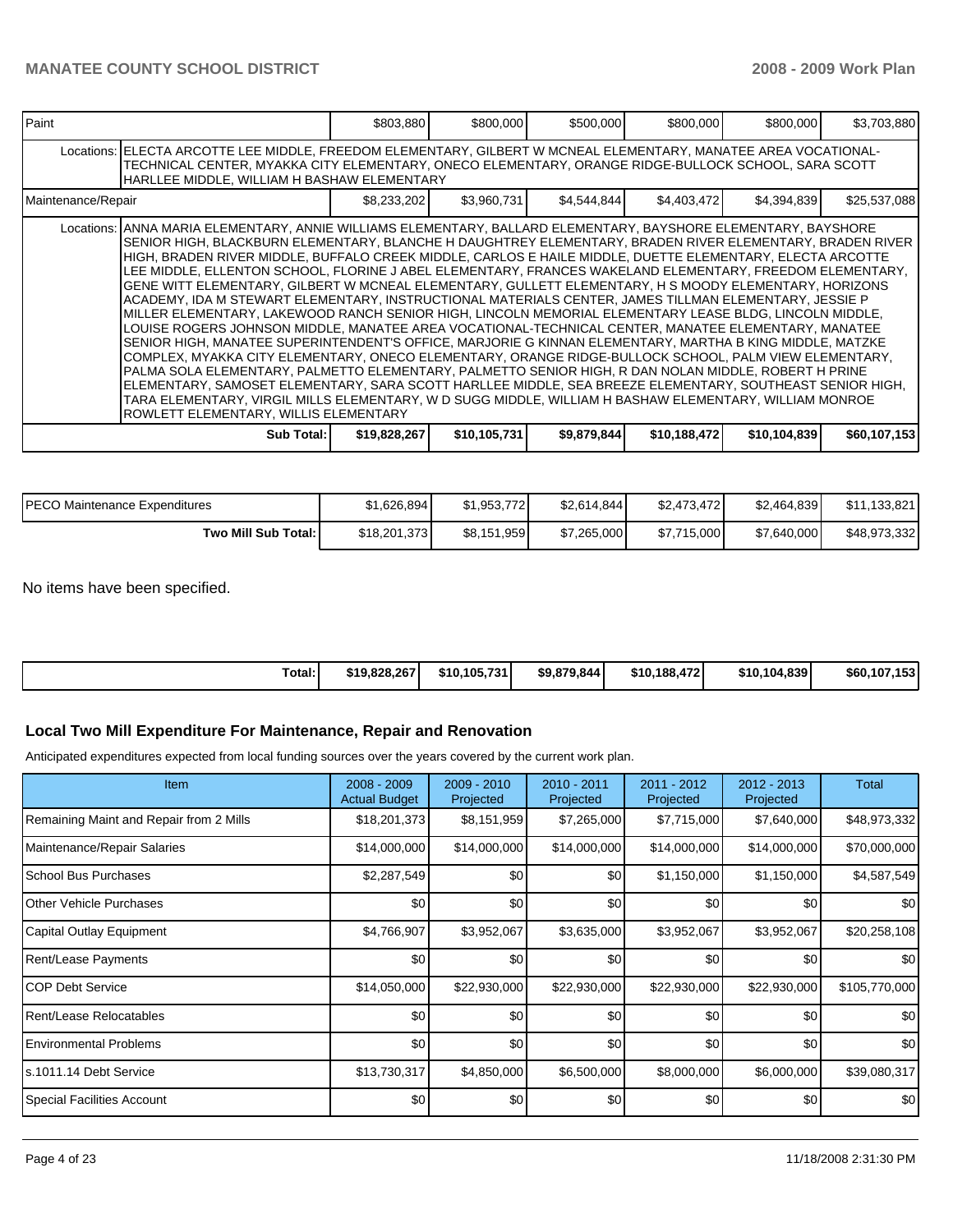| Paint | | $803,880 | $800,000 | $500,000 | $800,000 | $800,000 | $3,703,880 |
|---|---|---|---|---|---|---|---|
| | Locations: | ELECTA ARCOTTE LEE MIDDLE, FREEDOM ELEMENTARY, GILBERT W MCNEAL ELEMENTARY, MANATEE AREA VOCATIONAL-TECHNICAL CENTER, MYAKKA CITY ELEMENTARY, ONECO ELEMENTARY, ORANGE RIDGE-BULLOCK SCHOOL, SARA SCOTT HARLLEE MIDDLE, WILLIAM H BASHAW ELEMENTARY | | | | | |
| Maintenance/Repair | | $8,233,202 | $3,960,731 | $4,544,844 | $4,403,472 | $4,394,839 | $25,537,088 |
| | Locations: | ANNA MARIA ELEMENTARY, ANNIE WILLIAMS ELEMENTARY, BALLARD ELEMENTARY, BAYSHORE ELEMENTARY, BAYSHORE SENIOR HIGH, BLACKBURN ELEMENTARY, BLANCHE H DAUGHTREY ELEMENTARY, BRADEN RIVER ELEMENTARY, BRADEN RIVER HIGH, BRADEN RIVER MIDDLE, BUFFALO CREEK MIDDLE, CARLOS E HAILE MIDDLE, DUETTE ELEMENTARY, ELECTA ARCOTTE LEE MIDDLE, ELLENTON SCHOOL, FLORINE J ABEL ELEMENTARY, FRANCES WAKELAND ELEMENTARY, FREEDOM ELEMENTARY, GENE WITT ELEMENTARY, GILBERT W MCNEAL ELEMENTARY, GULLETT ELEMENTARY, H S MOODY ELEMENTARY, HORIZONS ACADEMY, IDA M STEWART ELEMENTARY, INSTRUCTIONAL MATERIALS CENTER, JAMES TILLMAN ELEMENTARY, JESSIE P MILLER ELEMENTARY, LAKEWOOD RANCH SENIOR HIGH, LINCOLN MEMORIAL ELEMENTARY LEASE BLDG, LINCOLN MIDDLE, LOUISE ROGERS JOHNSON MIDDLE, MANATEE AREA VOCATIONAL-TECHNICAL CENTER, MANATEE ELEMENTARY, MANATEE SENIOR HIGH, MANATEE SUPERINTENDENT'S OFFICE, MARJORIE G KINNAN ELEMENTARY, MARTHA B KING MIDDLE, MATZKE COMPLEX, MYAKKA CITY ELEMENTARY, ONECO ELEMENTARY, ORANGE RIDGE-BULLOCK SCHOOL, PALM VIEW ELEMENTARY, PALMA SOLA ELEMENTARY, PALMETTO ELEMENTARY, PALMETTO SENIOR HIGH, R DAN NOLAN MIDDLE, ROBERT H PRINE ELEMENTARY, SAMOSET ELEMENTARY, SARA SCOTT HARLLEE MIDDLE, SEA BREEZE ELEMENTARY, SOUTHEAST SENIOR HIGH, TARA ELEMENTARY, VIRGIL MILLS ELEMENTARY, W D SUGG MIDDLE, WILLIAM H BASHAW ELEMENTARY, WILLIAM MONROE ROWLETT ELEMENTARY, WILLIS ELEMENTARY | | | | | |
| | Sub Total: | $19,828,267 | $10,105,731 | $9,879,844 | $10,188,472 | $10,104,839 | $60,107,153 |

| | | | | | | |
|---|---|---|---|---|---|---|
| PECO Maintenance Expenditures | $1,626,894 | $1,953,772 | $2,614,844 | $2,473,472 | $2,464,839 | $11,133,821 |
| Two Mill Sub Total: | $18,201,373 | $8,151,959 | $7,265,000 | $7,715,000 | $7,640,000 | $48,973,332 |

No items have been specified.

| | | | | | | |
|---|---|---|---|---|---|---|
| Total: | $19,828,267 | $10,105,731 | $9,879,844 | $10,188,472 | $10,104,839 | $60,107,153 |

## Local Two Mill Expenditure For Maintenance, Repair and Renovation

Anticipated expenditures expected from local funding sources over the years covered by the current work plan.

| Item | 2008 - 2009 Actual Budget | 2009 - 2010 Projected | 2010 - 2011 Projected | 2011 - 2012 Projected | 2012 - 2013 Projected | Total |
|---|---|---|---|---|---|---|
| Remaining Maint and Repair from 2 Mills | $18,201,373 | $8,151,959 | $7,265,000 | $7,715,000 | $7,640,000 | $48,973,332 |
| Maintenance/Repair Salaries | $14,000,000 | $14,000,000 | $14,000,000 | $14,000,000 | $14,000,000 | $70,000,000 |
| School Bus Purchases | $2,287,549 | $0 | $0 | $1,150,000 | $1,150,000 | $4,587,549 |
| Other Vehicle Purchases | $0 | $0 | $0 | $0 | $0 | $0 |
| Capital Outlay Equipment | $4,766,907 | $3,952,067 | $3,635,000 | $3,952,067 | $3,952,067 | $20,258,108 |
| Rent/Lease Payments | $0 | $0 | $0 | $0 | $0 | $0 |
| COP Debt Service | $14,050,000 | $22,930,000 | $22,930,000 | $22,930,000 | $22,930,000 | $105,770,000 |
| Rent/Lease Relocatables | $0 | $0 | $0 | $0 | $0 | $0 |
| Environmental Problems | $0 | $0 | $0 | $0 | $0 | $0 |
| s.1011.14 Debt Service | $13,730,317 | $4,850,000 | $6,500,000 | $8,000,000 | $6,000,000 | $39,080,317 |
| Special Facilities Account | $0 | $0 | $0 | $0 | $0 | $0 |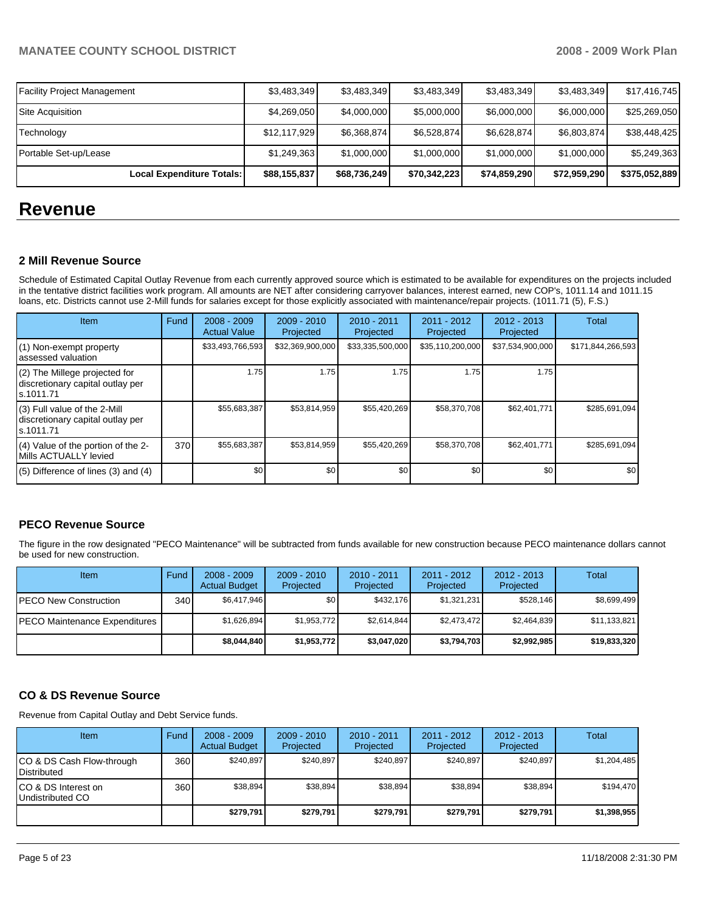| Facility Project Management | $3,483,349 | $3,483,349 | $3,483,349 | $3,483,349 | $3,483,349 | $17,416,745 |
|---|---|---|---|---|---|---|
| Site Acquisition | $4,269,050 | $4,000,000 | $5,000,000 | $6,000,000 | $6,000,000 | $25,269,050 |
| Technology | $12,117,929 | $6,368,874 | $6,528,874 | $6,628,874 | $6,803,874 | $38,448,425 |
| Portable Set-up/Lease | $1,249,363 | $1,000,000 | $1,000,000 | $1,000,000 | $1,000,000 | $5,249,363 |
| **Local Expenditure Totals:** | **$88,155,837** | **$68,736,249** | **$70,342,223** | **$74,859,290** | **$72,959,290** | **$375,052,889** |

# Revenue

### 2 Mill Revenue Source

Schedule of Estimated Capital Outlay Revenue from each currently approved source which is estimated to be available for expenditures on the projects included in the tentative district facilities work program. All amounts are NET after considering carryover balances, interest earned, new COP's, 1011.14 and 1011.15 loans, etc. Districts cannot use 2-Mill funds for salaries except for those explicitly associated with maintenance/repair projects. (1011.71 (5), F.S.)

| Item | Fund | 2008 - 2009 Actual Value | 2009 - 2010 Projected | 2010 - 2011 Projected | 2011 - 2012 Projected | 2012 - 2013 Projected | Total |
|---|---|---|---|---|---|---|---|
| (1) Non-exempt property assessed valuation | | $33,493,766,593 | $32,369,900,000 | $33,335,500,000 | $35,110,200,000 | $37,534,900,000 | $171,844,266,593 |
| (2) The Millege projected for discretionary capital outlay per s.1011.71 | | 1.75 | 1.75 | 1.75 | 1.75 | 1.75 | |
| (3) Full value of the 2-Mill discretionary capital outlay per s.1011.71 | | $55,683,387 | $53,814,959 | $55,420,269 | $58,370,708 | $62,401,771 | $285,691,094 |
| (4) Value of the portion of the 2-Mills ACTUALLY levied | 370 | $55,683,387 | $53,814,959 | $55,420,269 | $58,370,708 | $62,401,771 | $285,691,094 |
| (5) Difference of lines (3) and (4) | | $0 | $0 | $0 | $0 | $0 | $0 |

### PECO Revenue Source

The figure in the row designated "PECO Maintenance" will be subtracted from funds available for new construction because PECO maintenance dollars cannot be used for new construction.

| Item | Fund | 2008 - 2009 Actual Budget | 2009 - 2010 Projected | 2010 - 2011 Projected | 2011 - 2012 Projected | 2012 - 2013 Projected | Total |
|---|---|---|---|---|---|---|---|
| PECO New Construction | 340 | $6,417,946 | $0 | $432,176 | $1,321,231 | $528,146 | $8,699,499 |
| PECO Maintenance Expenditures | | $1,626,894 | $1,953,772 | $2,614,844 | $2,473,472 | $2,464,839 | $11,133,821 |
| | | **$8,044,840** | **$1,953,772** | **$3,047,020** | **$3,794,703** | **$2,992,985** | **$19,833,320** |

### CO & DS Revenue Source

Revenue from Capital Outlay and Debt Service funds.

| Item | Fund | 2008 - 2009 Actual Budget | 2009 - 2010 Projected | 2010 - 2011 Projected | 2011 - 2012 Projected | 2012 - 2013 Projected | Total |
|---|---|---|---|---|---|---|---|
| CO & DS Cash Flow-through Distributed | 360 | $240,897 | $240,897 | $240,897 | $240,897 | $240,897 | $1,204,485 |
| CO & DS Interest on Undistributed CO | 360 | $38,894 | $38,894 | $38,894 | $38,894 | $38,894 | $194,470 |
| | | **$279,791** | **$279,791** | **$279,791** | **$279,791** | **$279,791** | **$1,398,955** |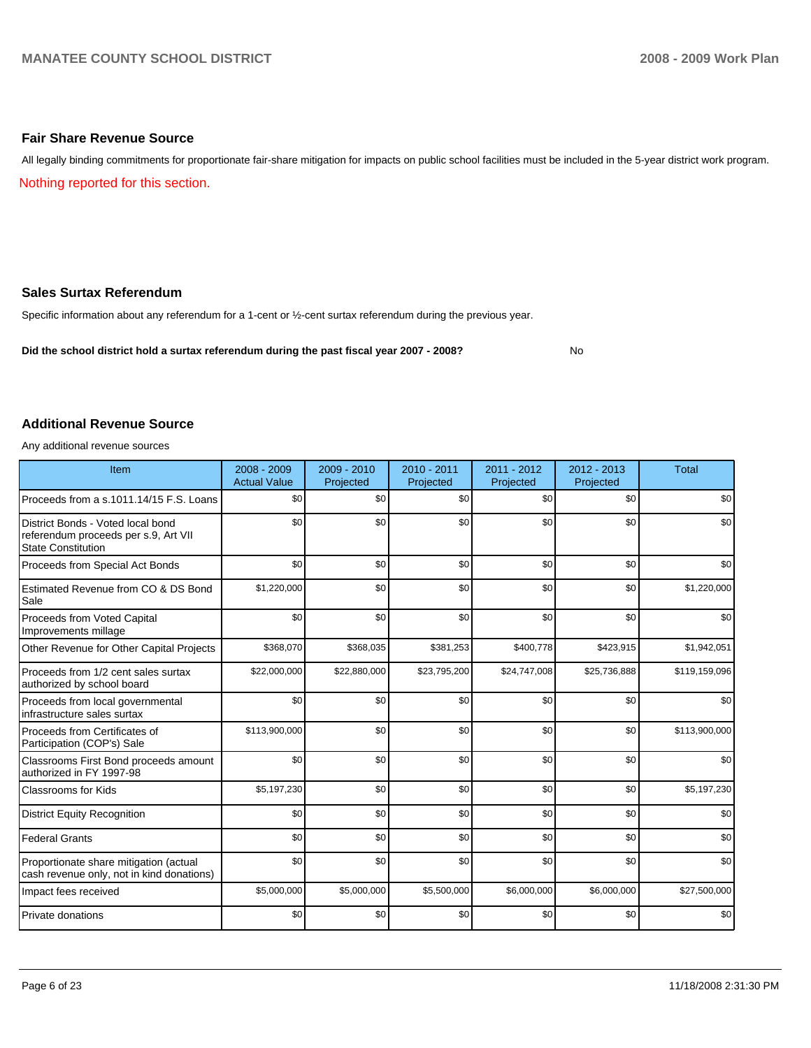## Fair Share Revenue Source

All legally binding commitments for proportionate fair-share mitigation for impacts on public school facilities must be included in the 5-year district work program.

Nothing reported for this section.

## Sales Surtax Referendum

Specific information about any referendum for a 1-cent or ½-cent surtax referendum during the previous year.

**Did the school district hold a surtax referendum during the past fiscal year 2007 - 2008?** No

## Additional Revenue Source

Any additional revenue sources

| Item | 2008 - 2009 Actual Value | 2009 - 2010 Projected | 2010 - 2011 Projected | 2011 - 2012 Projected | 2012 - 2013 Projected | Total |
|---|---|---|---|---|---|---|
| Proceeds from a s.1011.14/15 F.S. Loans | $0 | $0 | $0 | $0 | $0 | $0 |
| District Bonds - Voted local bond referendum proceeds per s.9, Art VII State Constitution | $0 | $0 | $0 | $0 | $0 | $0 |
| Proceeds from Special Act Bonds | $0 | $0 | $0 | $0 | $0 | $0 |
| Estimated Revenue from CO & DS Bond Sale | $1,220,000 | $0 | $0 | $0 | $0 | $1,220,000 |
| Proceeds from Voted Capital Improvements millage | $0 | $0 | $0 | $0 | $0 | $0 |
| Other Revenue for Other Capital Projects | $368,070 | $368,035 | $381,253 | $400,778 | $423,915 | $1,942,051 |
| Proceeds from 1/2 cent sales surtax authorized by school board | $22,000,000 | $22,880,000 | $23,795,200 | $24,747,008 | $25,736,888 | $119,159,096 |
| Proceeds from local governmental infrastructure sales surtax | $0 | $0 | $0 | $0 | $0 | $0 |
| Proceeds from Certificates of Participation (COP's) Sale | $113,900,000 | $0 | $0 | $0 | $0 | $113,900,000 |
| Classrooms First Bond proceeds amount authorized in FY 1997-98 | $0 | $0 | $0 | $0 | $0 | $0 |
| Classrooms for Kids | $5,197,230 | $0 | $0 | $0 | $0 | $5,197,230 |
| District Equity Recognition | $0 | $0 | $0 | $0 | $0 | $0 |
| Federal Grants | $0 | $0 | $0 | $0 | $0 | $0 |
| Proportionate share mitigation (actual cash revenue only, not in kind donations) | $0 | $0 | $0 | $0 | $0 | $0 |
| Impact fees received | $5,000,000 | $5,000,000 | $5,500,000 | $6,000,000 | $6,000,000 | $27,500,000 |
| Private donations | $0 | $0 | $0 | $0 | $0 | $0 |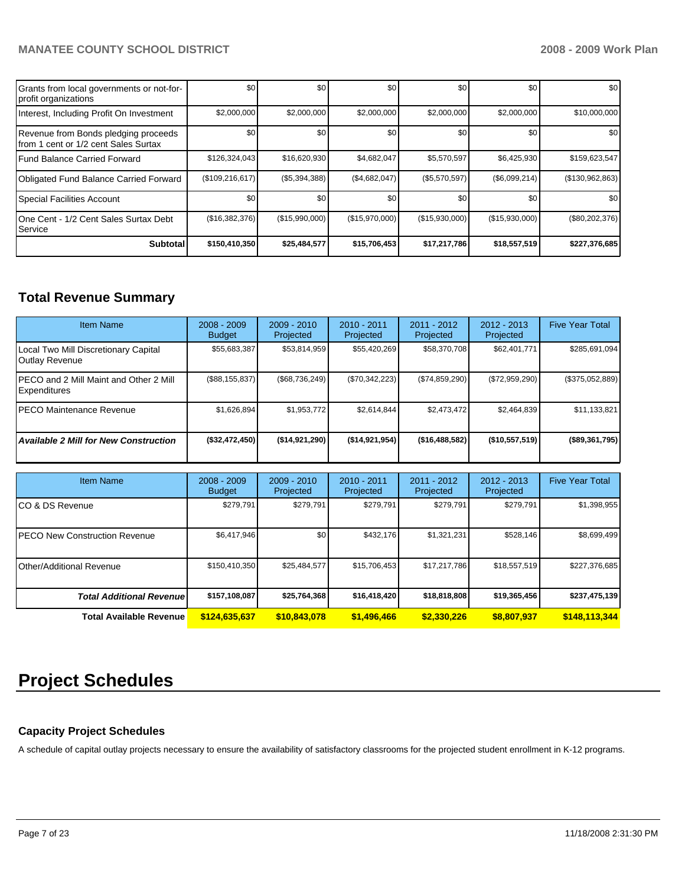| | | | | | | |
|---|---|---|---|---|---|---|
| Grants from local governments or not-for-profit organizations | $0 | $0 | $0 | $0 | $0 | $0 |
| Interest, Including Profit On Investment | $2,000,000 | $2,000,000 | $2,000,000 | $2,000,000 | $2,000,000 | $10,000,000 |
| Revenue from Bonds pledging proceeds from 1 cent or 1/2 cent Sales Surtax | $0 | $0 | $0 | $0 | $0 | $0 |
| Fund Balance Carried Forward | $126,324,043 | $16,620,930 | $4,682,047 | $5,570,597 | $6,425,930 | $159,623,547 |
| Obligated Fund Balance Carried Forward | ($109,216,617) | ($5,394,388) | ($4,682,047) | ($5,570,597) | ($6,099,214) | ($130,962,863) |
| Special Facilities Account | $0 | $0 | $0 | $0 | $0 | $0 |
| One Cent - 1/2 Cent Sales Surtax Debt Service | ($16,382,376) | ($15,990,000) | ($15,970,000) | ($15,930,000) | ($15,930,000) | ($80,202,376) |
| **Subtotal** | **$150,410,350** | **$25,484,577** | **$15,706,453** | **$17,217,786** | **$18,557,519** | **$227,376,685** |

## Total Revenue Summary

| Item Name | 2008 - 2009 Budget | 2009 - 2010 Projected | 2010 - 2011 Projected | 2011 - 2012 Projected | 2012 - 2013 Projected | Five Year Total |
|---|---|---|---|---|---|---|
| Local Two Mill Discretionary Capital Outlay Revenue | $55,683,387 | $53,814,959 | $55,420,269 | $58,370,708 | $62,401,771 | $285,691,094 |
| PECO and 2 Mill Maint and Other 2 Mill Expenditures | ($88,155,837) | ($68,736,249) | ($70,342,223) | ($74,859,290) | ($72,959,290) | ($375,052,889) |
| PECO Maintenance Revenue | $1,626,894 | $1,953,772 | $2,614,844 | $2,473,472 | $2,464,839 | $11,133,821 |
| ***Available 2 Mill for New Construction*** | **($32,472,450)** | **($14,921,290)** | **($14,921,954)** | **($16,488,582)** | **($10,557,519)** | **($89,361,795)** |

| Item Name | 2008 - 2009 Budget | 2009 - 2010 Projected | 2010 - 2011 Projected | 2011 - 2012 Projected | 2012 - 2013 Projected | Five Year Total |
|---|---|---|---|---|---|---|
| CO & DS Revenue | $279,791 | $279,791 | $279,791 | $279,791 | $279,791 | $1,398,955 |
| PECO New Construction Revenue | $6,417,946 | $0 | $432,176 | $1,321,231 | $528,146 | $8,699,499 |
| Other/Additional Revenue | $150,410,350 | $25,484,577 | $15,706,453 | $17,217,786 | $18,557,519 | $227,376,685 |
| ***Total Additional Revenue*** | **$157,108,087** | **$25,764,368** | **$16,418,420** | **$18,818,808** | **$19,365,456** | **$237,475,139** |
| **Total Available Revenue** | **$124,635,637** | **$10,843,078** | **$1,496,466** | **$2,330,226** | **$8,807,937** | **$148,113,344** |

# Project Schedules

### Capacity Project Schedules

A schedule of capital outlay projects necessary to ensure the availability of satisfactory classrooms for the projected student enrollment in K-12 programs.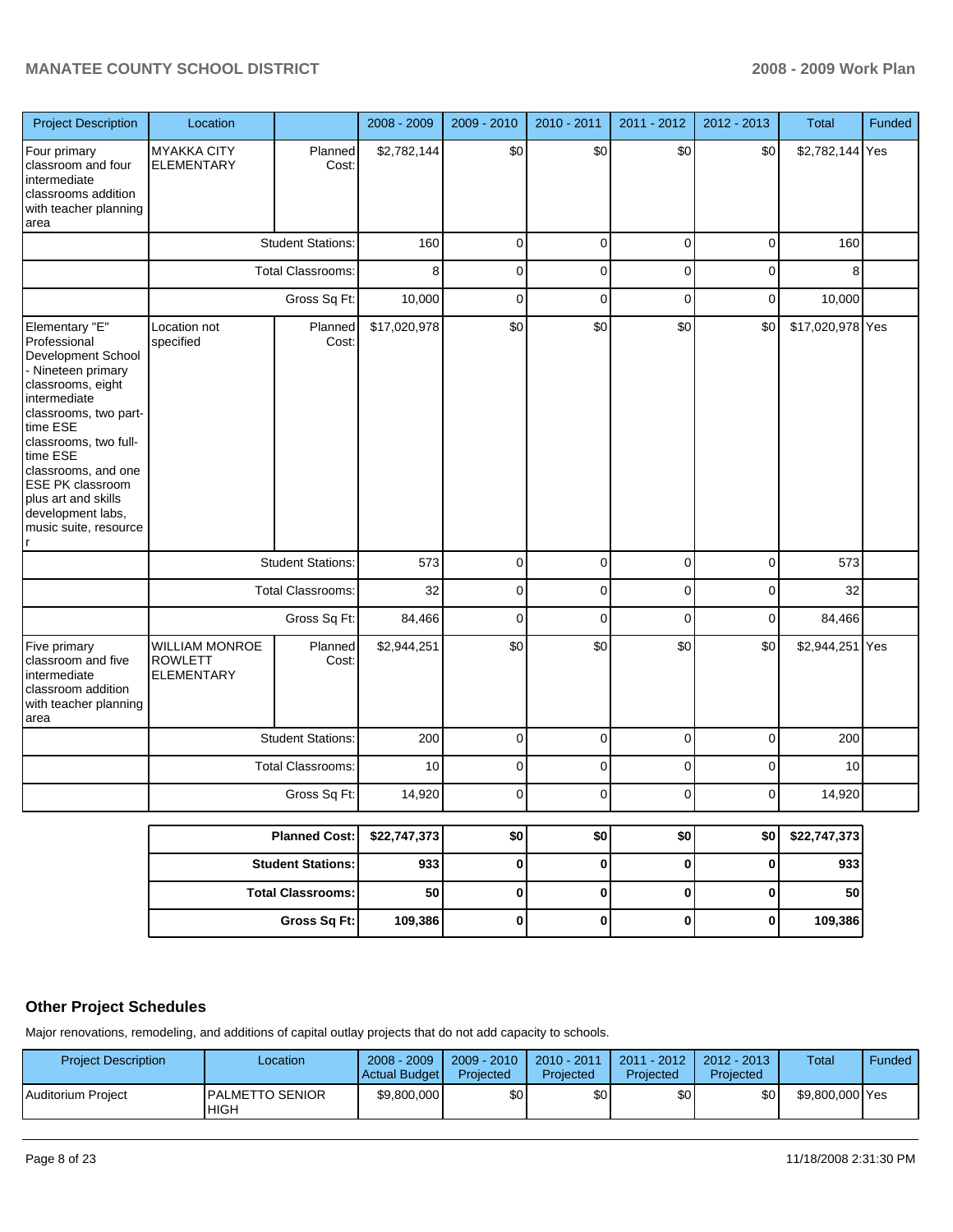| Project Description | Location | | 2008 - 2009 | 2009 - 2010 | 2010 - 2011 | 2011 - 2012 | 2012 - 2013 | Total | Funded |
|---|---|---|---|---|---|---|---|---|---|
| Four primary classroom and four intermediate classrooms addition with teacher planning area | MYAKKA CITY ELEMENTARY | Planned Cost: | $2,782,144 | $0 | $0 | $0 | $0 | $2,782,144 | Yes |
| | | Student Stations: | 160 | 0 | 0 | 0 | 0 | 160 | |
| | | Total Classrooms: | 8 | 0 | 0 | 0 | 0 | 8 | |
| | | Gross Sq Ft: | 10,000 | 0 | 0 | 0 | 0 | 10,000 | |
| Elementary "E" Professional Development School - Nineteen primary classrooms, eight intermediate classrooms, two part-time ESE classrooms, two full-time ESE classrooms, and one ESE PK classroom plus art and skills development labs, music suite, resource r | Location not specified | Planned Cost: | $17,020,978 | $0 | $0 | $0 | $0 | $17,020,978 | Yes |
| | | Student Stations: | 573 | 0 | 0 | 0 | 0 | 573 | |
| | | Total Classrooms: | 32 | 0 | 0 | 0 | 0 | 32 | |
| | | Gross Sq Ft: | 84,466 | 0 | 0 | 0 | 0 | 84,466 | |
| Five primary classroom and five intermediate classroom addition with teacher planning area | WILLIAM MONROE ROWLETT ELEMENTARY | Planned Cost: | $2,944,251 | $0 | $0 | $0 | $0 | $2,944,251 | Yes |
| | | Student Stations: | 200 | 0 | 0 | 0 | 0 | 200 | |
| | | Total Classrooms: | 10 | 0 | 0 | 0 | 0 | 10 | |
| | | Gross Sq Ft: | 14,920 | 0 | 0 | 0 | 0 | 14,920 | |

| | 2008 - 2009 | 2009 - 2010 | 2010 - 2011 | 2011 - 2012 | 2012 - 2013 | Total |
|---|---|---|---|---|---|---|
| **Planned Cost:** | **$22,747,373** | **$0** | **$0** | **$0** | **$0** | **$22,747,373** |
| **Student Stations:** | **933** | **0** | **0** | **0** | **0** | **933** |
| **Total Classrooms:** | **50** | **0** | **0** | **0** | **0** | **50** |
| **Gross Sq Ft:** | **109,386** | **0** | **0** | **0** | **0** | **109,386** |

## Other Project Schedules

Major renovations, remodeling, and additions of capital outlay projects that do not add capacity to schools.

| Project Description | Location | 2008 - 2009 Actual Budget | 2009 - 2010 Projected | 2010 - 2011 Projected | 2011 - 2012 Projected | 2012 - 2013 Projected | Total | Funded |
|---|---|---|---|---|---|---|---|---|
| Auditorium Project | PALMETTO SENIOR HIGH | $9,800,000 | $0 | $0 | $0 | $0 | $9,800,000 | Yes |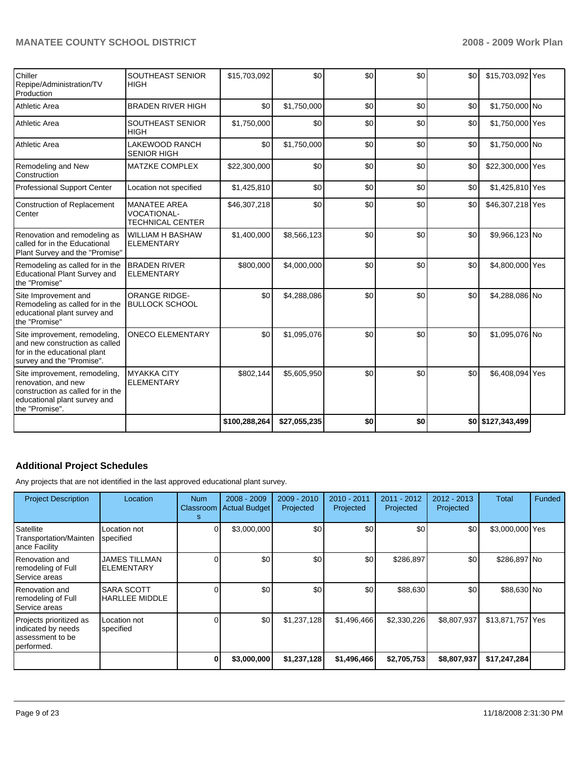| | | | | | | | | |
|---|---|---|---|---|---|---|---|---|
| Chiller Repipe/Administration/TV Production | SOUTHEAST SENIOR HIGH | $15,703,092 | $0 | $0 | $0 | $0 | $15,703,092 | Yes |
| Athletic Area | BRADEN RIVER HIGH | $0 | $1,750,000 | $0 | $0 | $0 | $1,750,000 | No |
| Athletic Area | SOUTHEAST SENIOR HIGH | $1,750,000 | $0 | $0 | $0 | $0 | $1,750,000 | Yes |
| Athletic Area | LAKEWOOD RANCH SENIOR HIGH | $0 | $1,750,000 | $0 | $0 | $0 | $1,750,000 | No |
| Remodeling and New Construction | MATZKE COMPLEX | $22,300,000 | $0 | $0 | $0 | $0 | $22,300,000 | Yes |
| Professional Support Center | Location not specified | $1,425,810 | $0 | $0 | $0 | $0 | $1,425,810 | Yes |
| Construction of Replacement Center | MANATEE AREA VOCATIONAL-TECHNICAL CENTER | $46,307,218 | $0 | $0 | $0 | $0 | $46,307,218 | Yes |
| Renovation and remodeling as called for in the Educational Plant Survey and the "Promise" | WILLIAM H BASHAW ELEMENTARY | $1,400,000 | $8,566,123 | $0 | $0 | $0 | $9,966,123 | No |
| Remodeling as called for in the Educational Plant Survey and the "Promise" | BRADEN RIVER ELEMENTARY | $800,000 | $4,000,000 | $0 | $0 | $0 | $4,800,000 | Yes |
| Site Improvement and Remodeling as called for in the educational plant survey and the "Promise" | ORANGE RIDGE-BULLOCK SCHOOL | $0 | $4,288,086 | $0 | $0 | $0 | $4,288,086 | No |
| Site improvement, remodeling, and new construction as called for in the educational plant survey and the "Promise". | ONECO ELEMENTARY | $0 | $1,095,076 | $0 | $0 | $0 | $1,095,076 | No |
| Site improvement, remodeling, renovation, and new construction as called for in the educational plant survey and the "Promise". | MYAKKA CITY ELEMENTARY | $802,144 | $5,605,950 | $0 | $0 | $0 | $6,408,094 | Yes |
| | | **$100,288,264** | **$27,055,235** | **$0** | **$0** | **$0** | **$127,343,499** | |

## Additional Project Schedules

Any projects that are not identified in the last approved educational plant survey.

| Project Description | Location | Num Classrooms | 2008 - 2009 Actual Budget | 2009 - 2010 Projected | 2010 - 2011 Projected | 2011 - 2012 Projected | 2012 - 2013 Projected | Total | Funded |
|---|---|---|---|---|---|---|---|---|---|
| Satellite Transportation/Maintenance Facility | Location not specified | 0 | $3,000,000 | $0 | $0 | $0 | $0 | $3,000,000 | Yes |
| Renovation and remodeling of Full Service areas | JAMES TILLMAN ELEMENTARY | 0 | $0 | $0 | $0 | $286,897 | $0 | $286,897 | No |
| Renovation and remodeling of Full Service areas | SARA SCOTT HARLLEE MIDDLE | 0 | $0 | $0 | $0 | $88,630 | $0 | $88,630 | No |
| Projects prioritized as indicated by needs assessment to be performed. | Location not specified | 0 | $0 | $1,237,128 | $1,496,466 | $2,330,226 | $8,807,937 | $13,871,757 | Yes |
| | | **0** | **$3,000,000** | **$1,237,128** | **$1,496,466** | **$2,705,753** | **$8,807,937** | **$17,247,284** | |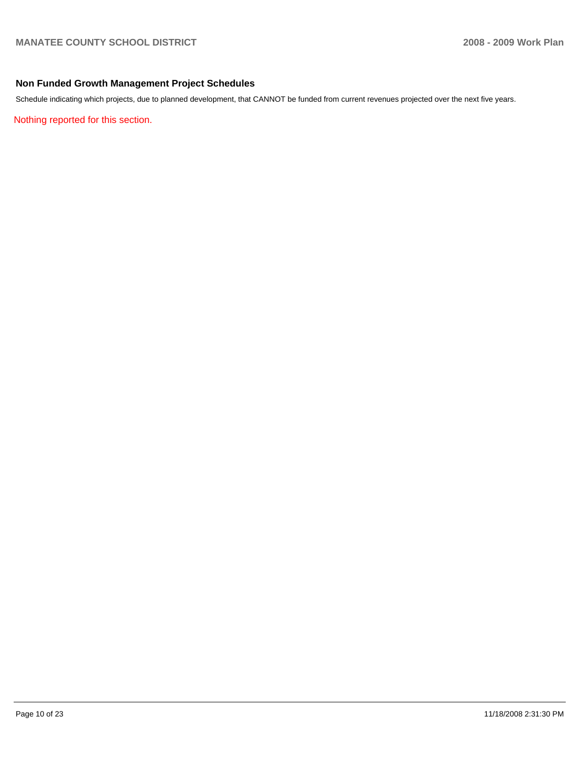## Non Funded Growth Management Project Schedules

Schedule indicating which projects, due to planned development, that CANNOT be funded from current revenues projected over the next five years.

Nothing reported for this section.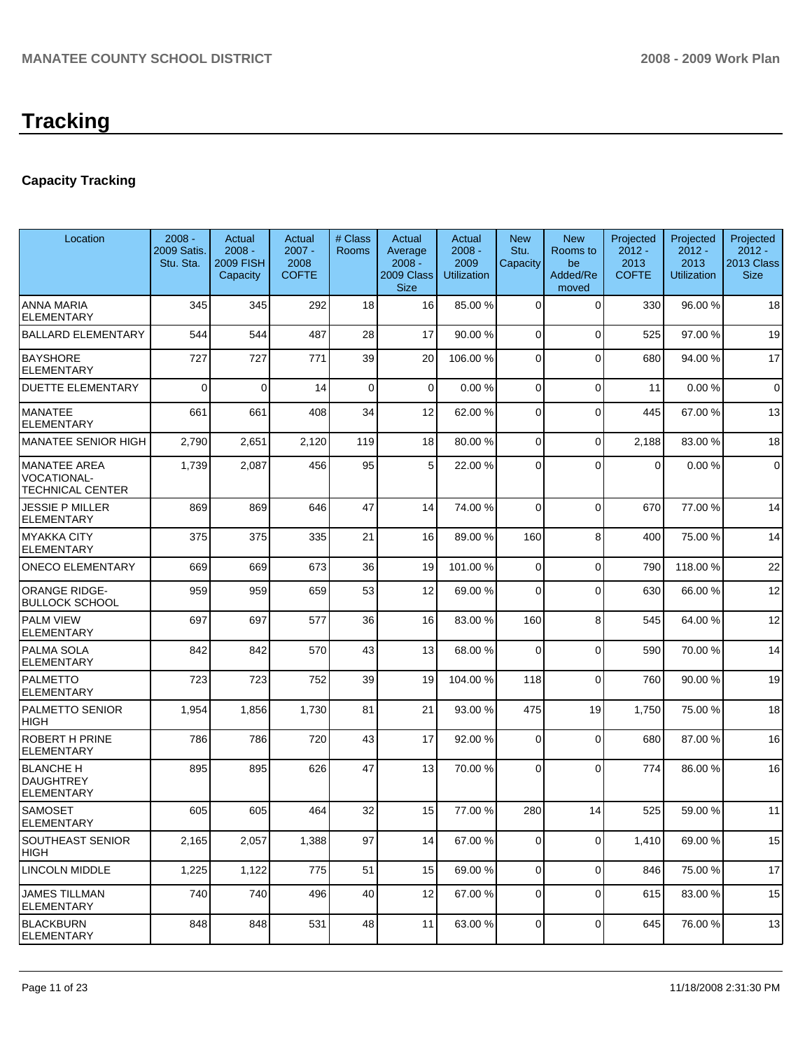# Tracking

## Capacity Tracking

| Location | 2008 - 2009 Satis. Stu. Sta. | Actual 2008 - 2009 FISH Capacity | Actual 2007 - 2008 COFTE | # Class Rooms | Actual Average 2008 - 2009 Class Size | Actual 2008 - 2009 Utilization | New Stu. Capacity | New Rooms to be Added/Removed | Projected 2012 - 2013 COFTE | Projected 2012 - 2013 Utilization | Projected 2012 - 2013 Class Size |
|---|---|---|---|---|---|---|---|---|---|---|---|
| ANNA MARIA ELEMENTARY | 345 | 345 | 292 | 18 | 16 | 85.00 % | 0 | 0 | 330 | 96.00 % | 18 |
| BALLARD ELEMENTARY | 544 | 544 | 487 | 28 | 17 | 90.00 % | 0 | 0 | 525 | 97.00 % | 19 |
| BAYSHORE ELEMENTARY | 727 | 727 | 771 | 39 | 20 | 106.00 % | 0 | 0 | 680 | 94.00 % | 17 |
| DUETTE ELEMENTARY | 0 | 0 | 14 | 0 | 0 | 0.00 % | 0 | 0 | 11 | 0.00 % | 0 |
| MANATEE ELEMENTARY | 661 | 661 | 408 | 34 | 12 | 62.00 % | 0 | 0 | 445 | 67.00 % | 13 |
| MANATEE SENIOR HIGH | 2,790 | 2,651 | 2,120 | 119 | 18 | 80.00 % | 0 | 0 | 2,188 | 83.00 % | 18 |
| MANATEE AREA VOCATIONAL-TECHNICAL CENTER | 1,739 | 2,087 | 456 | 95 | 5 | 22.00 % | 0 | 0 | 0 | 0.00 % | 0 |
| JESSIE P MILLER ELEMENTARY | 869 | 869 | 646 | 47 | 14 | 74.00 % | 0 | 0 | 670 | 77.00 % | 14 |
| MYAKKA CITY ELEMENTARY | 375 | 375 | 335 | 21 | 16 | 89.00 % | 160 | 8 | 400 | 75.00 % | 14 |
| ONECO ELEMENTARY | 669 | 669 | 673 | 36 | 19 | 101.00 % | 0 | 0 | 790 | 118.00 % | 22 |
| ORANGE RIDGE-BULLOCK SCHOOL | 959 | 959 | 659 | 53 | 12 | 69.00 % | 0 | 0 | 630 | 66.00 % | 12 |
| PALM VIEW ELEMENTARY | 697 | 697 | 577 | 36 | 16 | 83.00 % | 160 | 8 | 545 | 64.00 % | 12 |
| PALMA SOLA ELEMENTARY | 842 | 842 | 570 | 43 | 13 | 68.00 % | 0 | 0 | 590 | 70.00 % | 14 |
| PALMETTO ELEMENTARY | 723 | 723 | 752 | 39 | 19 | 104.00 % | 118 | 0 | 760 | 90.00 % | 19 |
| PALMETTO SENIOR HIGH | 1,954 | 1,856 | 1,730 | 81 | 21 | 93.00 % | 475 | 19 | 1,750 | 75.00 % | 18 |
| ROBERT H PRINE ELEMENTARY | 786 | 786 | 720 | 43 | 17 | 92.00 % | 0 | 0 | 680 | 87.00 % | 16 |
| BLANCHE H DAUGHTREY ELEMENTARY | 895 | 895 | 626 | 47 | 13 | 70.00 % | 0 | 0 | 774 | 86.00 % | 16 |
| SAMOSET ELEMENTARY | 605 | 605 | 464 | 32 | 15 | 77.00 % | 280 | 14 | 525 | 59.00 % | 11 |
| SOUTHEAST SENIOR HIGH | 2,165 | 2,057 | 1,388 | 97 | 14 | 67.00 % | 0 | 0 | 1,410 | 69.00 % | 15 |
| LINCOLN MIDDLE | 1,225 | 1,122 | 775 | 51 | 15 | 69.00 % | 0 | 0 | 846 | 75.00 % | 17 |
| JAMES TILLMAN ELEMENTARY | 740 | 740 | 496 | 40 | 12 | 67.00 % | 0 | 0 | 615 | 83.00 % | 15 |
| BLACKBURN ELEMENTARY | 848 | 848 | 531 | 48 | 11 | 63.00 % | 0 | 0 | 645 | 76.00 % | 13 |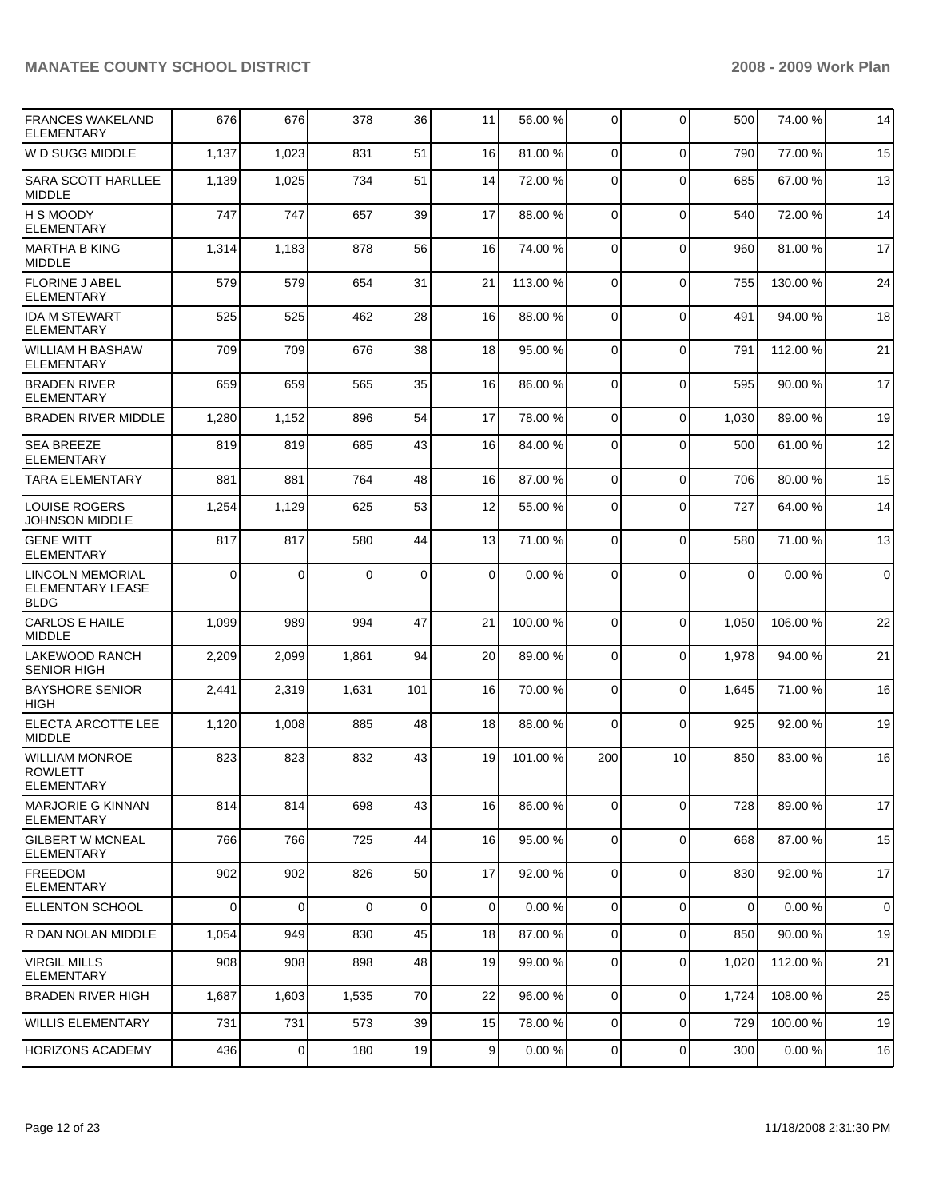| | | | | | | | | | | |
|---|---|---|---|---|---|---|---|---|---|---|
| FRANCES WAKELAND ELEMENTARY | 676 | 676 | 378 | 36 | 11 | 56.00 % | 0 | 0 | 500 | 74.00 % | 14 |
| W D SUGG MIDDLE | 1,137 | 1,023 | 831 | 51 | 16 | 81.00 % | 0 | 0 | 790 | 77.00 % | 15 |
| SARA SCOTT HARLLEE MIDDLE | 1,139 | 1,025 | 734 | 51 | 14 | 72.00 % | 0 | 0 | 685 | 67.00 % | 13 |
| H S MOODY ELEMENTARY | 747 | 747 | 657 | 39 | 17 | 88.00 % | 0 | 0 | 540 | 72.00 % | 14 |
| MARTHA B KING MIDDLE | 1,314 | 1,183 | 878 | 56 | 16 | 74.00 % | 0 | 0 | 960 | 81.00 % | 17 |
| FLORINE J ABEL ELEMENTARY | 579 | 579 | 654 | 31 | 21 | 113.00 % | 0 | 0 | 755 | 130.00 % | 24 |
| IDA M STEWART ELEMENTARY | 525 | 525 | 462 | 28 | 16 | 88.00 % | 0 | 0 | 491 | 94.00 % | 18 |
| WILLIAM H BASHAW ELEMENTARY | 709 | 709 | 676 | 38 | 18 | 95.00 % | 0 | 0 | 791 | 112.00 % | 21 |
| BRADEN RIVER ELEMENTARY | 659 | 659 | 565 | 35 | 16 | 86.00 % | 0 | 0 | 595 | 90.00 % | 17 |
| BRADEN RIVER MIDDLE | 1,280 | 1,152 | 896 | 54 | 17 | 78.00 % | 0 | 0 | 1,030 | 89.00 % | 19 |
| SEA BREEZE ELEMENTARY | 819 | 819 | 685 | 43 | 16 | 84.00 % | 0 | 0 | 500 | 61.00 % | 12 |
| TARA ELEMENTARY | 881 | 881 | 764 | 48 | 16 | 87.00 % | 0 | 0 | 706 | 80.00 % | 15 |
| LOUISE ROGERS JOHNSON MIDDLE | 1,254 | 1,129 | 625 | 53 | 12 | 55.00 % | 0 | 0 | 727 | 64.00 % | 14 |
| GENE WITT ELEMENTARY | 817 | 817 | 580 | 44 | 13 | 71.00 % | 0 | 0 | 580 | 71.00 % | 13 |
| LINCOLN MEMORIAL ELEMENTARY LEASE BLDG | 0 | 0 | 0 | 0 | 0 | 0.00 % | 0 | 0 | 0 | 0.00 % | 0 |
| CARLOS E HAILE MIDDLE | 1,099 | 989 | 994 | 47 | 21 | 100.00 % | 0 | 0 | 1,050 | 106.00 % | 22 |
| LAKEWOOD RANCH SENIOR HIGH | 2,209 | 2,099 | 1,861 | 94 | 20 | 89.00 % | 0 | 0 | 1,978 | 94.00 % | 21 |
| BAYSHORE SENIOR HIGH | 2,441 | 2,319 | 1,631 | 101 | 16 | 70.00 % | 0 | 0 | 1,645 | 71.00 % | 16 |
| ELECTA ARCOTTE LEE MIDDLE | 1,120 | 1,008 | 885 | 48 | 18 | 88.00 % | 0 | 0 | 925 | 92.00 % | 19 |
| WILLIAM MONROE ROWLETT ELEMENTARY | 823 | 823 | 832 | 43 | 19 | 101.00 % | 200 | 10 | 850 | 83.00 % | 16 |
| MARJORIE G KINNAN ELEMENTARY | 814 | 814 | 698 | 43 | 16 | 86.00 % | 0 | 0 | 728 | 89.00 % | 17 |
| GILBERT W MCNEAL ELEMENTARY | 766 | 766 | 725 | 44 | 16 | 95.00 % | 0 | 0 | 668 | 87.00 % | 15 |
| FREEDOM ELEMENTARY | 902 | 902 | 826 | 50 | 17 | 92.00 % | 0 | 0 | 830 | 92.00 % | 17 |
| ELLENTON SCHOOL | 0 | 0 | 0 | 0 | 0 | 0.00 % | 0 | 0 | 0 | 0.00 % | 0 |
| R DAN NOLAN MIDDLE | 1,054 | 949 | 830 | 45 | 18 | 87.00 % | 0 | 0 | 850 | 90.00 % | 19 |
| VIRGIL MILLS ELEMENTARY | 908 | 908 | 898 | 48 | 19 | 99.00 % | 0 | 0 | 1,020 | 112.00 % | 21 |
| BRADEN RIVER HIGH | 1,687 | 1,603 | 1,535 | 70 | 22 | 96.00 % | 0 | 0 | 1,724 | 108.00 % | 25 |
| WILLIS ELEMENTARY | 731 | 731 | 573 | 39 | 15 | 78.00 % | 0 | 0 | 729 | 100.00 % | 19 |
| HORIZONS ACADEMY | 436 | 0 | 180 | 19 | 9 | 0.00 % | 0 | 0 | 300 | 0.00 % | 16 |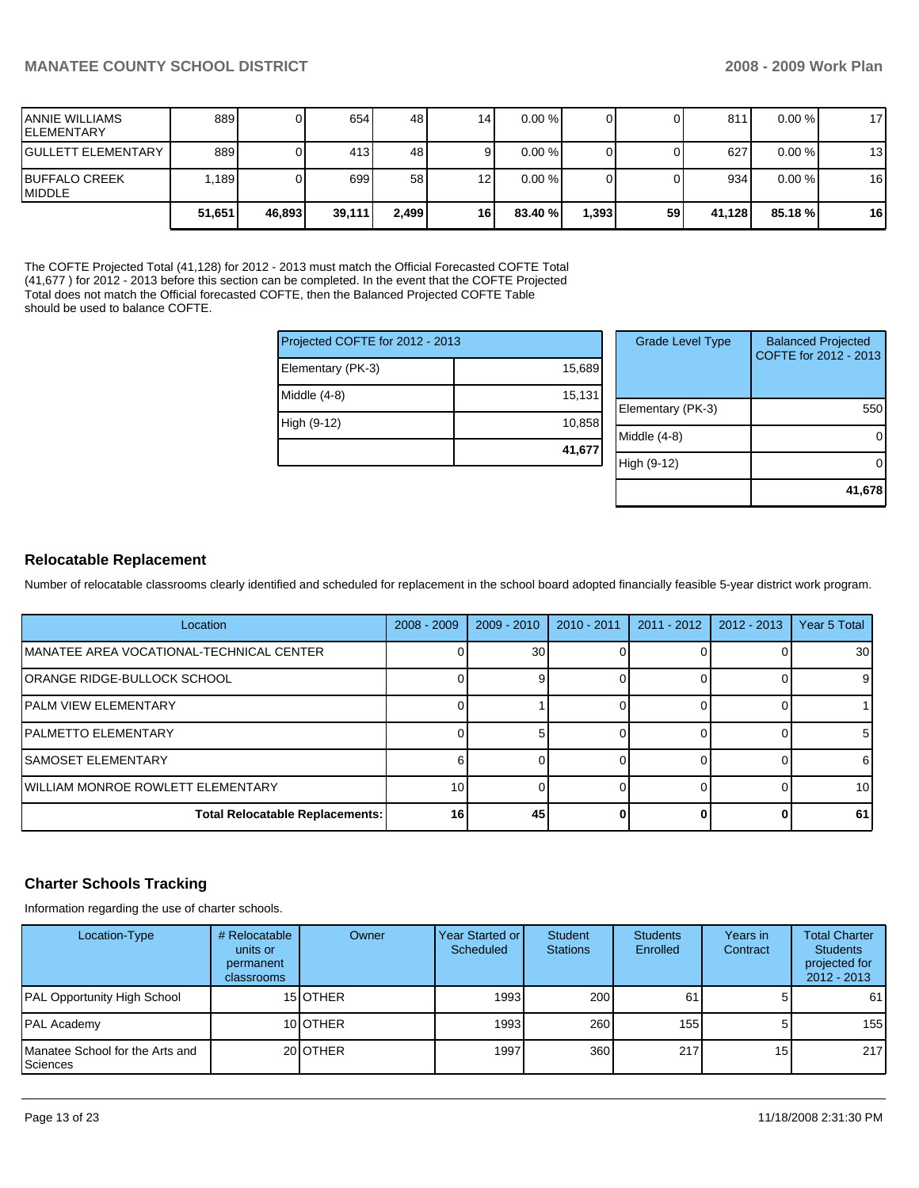| | | | | | | | | | | |
|---|---|---|---|---|---|---|---|---|---|---|
| ANNIE WILLIAMS ELEMENTARY | 889 | 0 | 654 | 48 | 14 | 0.00 % | 0 | 0 | 811 | 0.00 % | 17 |
| GULLETT ELEMENTARY | 889 | 0 | 413 | 48 | 9 | 0.00 % | 0 | 0 | 627 | 0.00 % | 13 |
| BUFFALO CREEK MIDDLE | 1,189 | 0 | 699 | 58 | 12 | 0.00 % | 0 | 0 | 934 | 0.00 % | 16 |
| | **51,651** | **46,893** | **39,111** | **2,499** | **16** | **83.40 %** | **1,393** | **59** | **41,128** | **85.18 %** | **16** |

The COFTE Projected Total (41,128) for 2012 - 2013 must match the Official Forecasted COFTE Total (41,677 ) for 2012 - 2013 before this section can be completed. In the event that the COFTE Projected Total does not match the Official forecasted COFTE, then the Balanced Projected COFTE Table should be used to balance COFTE.

| Projected COFTE for 2012 - 2013 | |
|---|---|
| Elementary (PK-3) | 15,689 |
| Middle (4-8) | 15,131 |
| High (9-12) | 10,858 |
| | **41,677** |

| Grade Level Type | Balanced Projected COFTE for 2012 - 2013 |
|---|---|
| Elementary (PK-3) | 550 |
| Middle (4-8) | 0 |
| High (9-12) | 0 |
| | **41,678** |

## Relocatable Replacement

Number of relocatable classrooms clearly identified and scheduled for replacement in the school board adopted financially feasible 5-year district work program.

| Location | 2008 - 2009 | 2009 - 2010 | 2010 - 2011 | 2011 - 2012 | 2012 - 2013 | Year 5 Total |
|---|---|---|---|---|---|---|
| MANATEE AREA VOCATIONAL-TECHNICAL CENTER | 0 | 30 | 0 | 0 | 0 | 30 |
| ORANGE RIDGE-BULLOCK SCHOOL | 0 | 9 | 0 | 0 | 0 | 9 |
| PALM VIEW ELEMENTARY | 0 | 1 | 0 | 0 | 0 | 1 |
| PALMETTO ELEMENTARY | 0 | 5 | 0 | 0 | 0 | 5 |
| SAMOSET ELEMENTARY | 6 | 0 | 0 | 0 | 0 | 6 |
| WILLIAM MONROE ROWLETT ELEMENTARY | 10 | 0 | 0 | 0 | 0 | 10 |
| **Total Relocatable Replacements:** | **16** | **45** | **0** | **0** | **0** | **61** |

## Charter Schools Tracking

Information regarding the use of charter schools.

| Location-Type | # Relocatable units or permanent classrooms | Owner | Year Started or Scheduled | Student Stations | Students Enrolled | Years in Contract | Total Charter Students projected for 2012 - 2013 |
|---|---|---|---|---|---|---|---|
| PAL Opportunity High School | 15 | OTHER | 1993 | 200 | 61 | 5 | 61 |
| PAL Academy | 10 | OTHER | 1993 | 260 | 155 | 5 | 155 |
| Manatee School for the Arts and Sciences | 20 | OTHER | 1997 | 360 | 217 | 15 | 217 |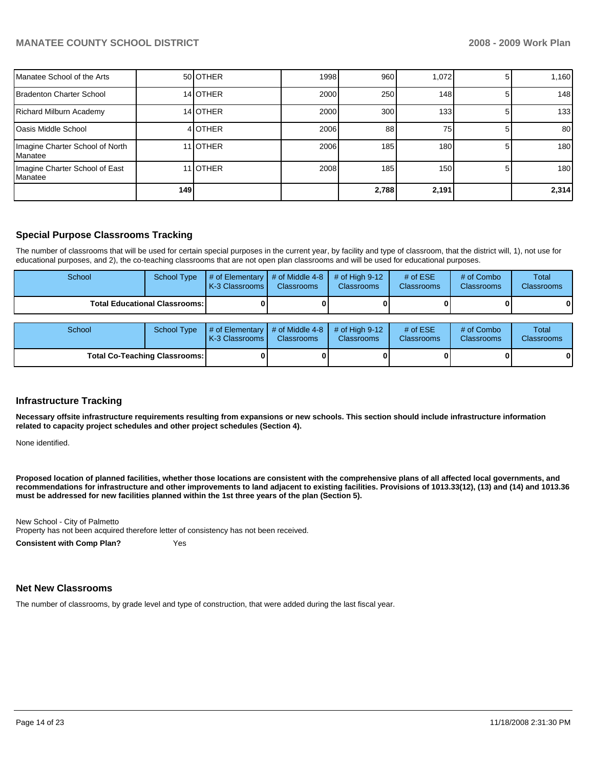| | | | | | | | |
|---|---|---|---|---|---|---|---|
| Manatee School of the Arts | 50 | OTHER | 1998 | 960 | 1,072 | 5 | 1,160 |
| Bradenton Charter School | 14 | OTHER | 2000 | 250 | 148 | 5 | 148 |
| Richard Milburn Academy | 14 | OTHER | 2000 | 300 | 133 | 5 | 133 |
| Oasis Middle School | 4 | OTHER | 2006 | 88 | 75 | 5 | 80 |
| Imagine Charter School of North Manatee | 11 | OTHER | 2006 | 185 | 180 | 5 | 180 |
| Imagine Charter School of East Manatee | 11 | OTHER | 2008 | 185 | 150 | 5 | 180 |
| | 149 | | | 2,788 | 2,191 | | 2,314 |

## Special Purpose Classrooms Tracking

The number of classrooms that will be used for certain special purposes in the current year, by facility and type of classroom, that the district will, 1), not use for educational purposes, and 2), the co-teaching classrooms that are not open plan classrooms and will be used for educational purposes.

| School | School Type | # of Elementary K-3 Classrooms | # of Middle 4-8 Classrooms | # of High 9-12 Classrooms | # of ESE Classrooms | # of Combo Classrooms | Total Classrooms |
|---|---|---|---|---|---|---|---|
| **Total Educational Classrooms:** | | 0 | 0 | 0 | 0 | 0 | 0 |

| School | School Type | # of Elementary K-3 Classrooms | # of Middle 4-8 Classrooms | # of High 9-12 Classrooms | # of ESE Classrooms | # of Combo Classrooms | Total Classrooms |
|---|---|---|---|---|---|---|---|
| **Total Co-Teaching Classrooms:** | | 0 | 0 | 0 | 0 | 0 | 0 |

## Infrastructure Tracking

**Necessary offsite infrastructure requirements resulting from expansions or new schools. This section should include infrastructure information related to capacity project schedules and other project schedules (Section 4).**

None identified.

**Proposed location of planned facilities, whether those locations are consistent with the comprehensive plans of all affected local governments, and recommendations for infrastructure and other improvements to land adjacent to existing facilities. Provisions of 1013.33(12), (13) and (14) and 1013.36 must be addressed for new facilities planned within the 1st three years of the plan (Section 5).**

New School - City of Palmetto
Property has not been acquired therefore letter of consistency has not been received.

**Consistent with Comp Plan?** Yes

## Net New Classrooms

The number of classrooms, by grade level and type of construction, that were added during the last fiscal year.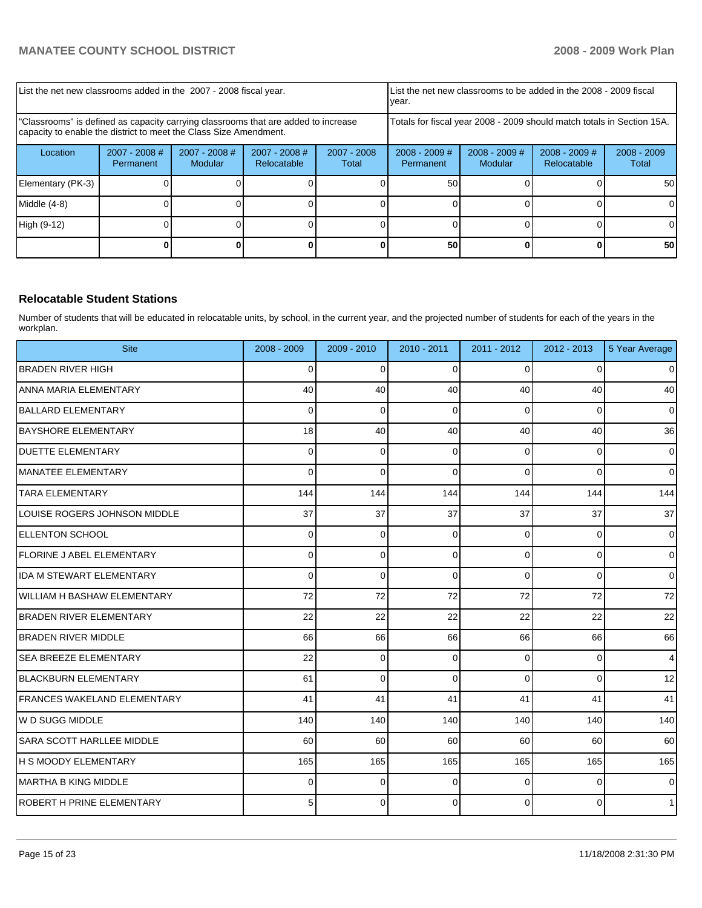| List the net new classrooms added in the 2007 - 2008 fiscal year. | | | | List the net new classrooms to be added in the 2008 - 2009 fiscal year. | | | |
|---|---|---|---|---|---|---|---|
| "Classrooms" is defined as capacity carrying classrooms that are added to increase capacity to enable the district to meet the Class Size Amendment. | | | | Totals for fiscal year 2008 - 2009 should match totals in Section 15A. | | | |
| Location | 2007 - 2008 # Permanent | 2007 - 2008 # Modular | 2007 - 2008 # Relocatable | 2007 - 2008 Total | 2008 - 2009 # Permanent | 2008 - 2009 # Modular | 2008 - 2009 # Relocatable | 2008 - 2009 Total |
| Elementary (PK-3) | 0 | 0 | 0 | 0 | 50 | 0 | 0 | 50 |
| Middle (4-8) | 0 | 0 | 0 | 0 | 0 | 0 | 0 | 0 |
| High (9-12) | 0 | 0 | 0 | 0 | 0 | 0 | 0 | 0 |
| | **0** | **0** | **0** | **0** | **50** | **0** | **0** | **50** |

### Relocatable Student Stations

Number of students that will be educated in relocatable units, by school, in the current year, and the projected number of students for each of the years in the workplan.

| Site | 2008 - 2009 | 2009 - 2010 | 2010 - 2011 | 2011 - 2012 | 2012 - 2013 | 5 Year Average |
|---|---|---|---|---|---|---|
| BRADEN RIVER HIGH | 0 | 0 | 0 | 0 | 0 | 0 |
| ANNA MARIA ELEMENTARY | 40 | 40 | 40 | 40 | 40 | 40 |
| BALLARD ELEMENTARY | 0 | 0 | 0 | 0 | 0 | 0 |
| BAYSHORE ELEMENTARY | 18 | 40 | 40 | 40 | 40 | 36 |
| DUETTE ELEMENTARY | 0 | 0 | 0 | 0 | 0 | 0 |
| MANATEE ELEMENTARY | 0 | 0 | 0 | 0 | 0 | 0 |
| TARA ELEMENTARY | 144 | 144 | 144 | 144 | 144 | 144 |
| LOUISE ROGERS JOHNSON MIDDLE | 37 | 37 | 37 | 37 | 37 | 37 |
| ELLENTON SCHOOL | 0 | 0 | 0 | 0 | 0 | 0 |
| FLORINE J ABEL ELEMENTARY | 0 | 0 | 0 | 0 | 0 | 0 |
| IDA M STEWART ELEMENTARY | 0 | 0 | 0 | 0 | 0 | 0 |
| WILLIAM H BASHAW ELEMENTARY | 72 | 72 | 72 | 72 | 72 | 72 |
| BRADEN RIVER ELEMENTARY | 22 | 22 | 22 | 22 | 22 | 22 |
| BRADEN RIVER MIDDLE | 66 | 66 | 66 | 66 | 66 | 66 |
| SEA BREEZE ELEMENTARY | 22 | 0 | 0 | 0 | 0 | 4 |
| BLACKBURN ELEMENTARY | 61 | 0 | 0 | 0 | 0 | 12 |
| FRANCES WAKELAND ELEMENTARY | 41 | 41 | 41 | 41 | 41 | 41 |
| W D SUGG MIDDLE | 140 | 140 | 140 | 140 | 140 | 140 |
| SARA SCOTT HARLLEE MIDDLE | 60 | 60 | 60 | 60 | 60 | 60 |
| H S MOODY ELEMENTARY | 165 | 165 | 165 | 165 | 165 | 165 |
| MARTHA B KING MIDDLE | 0 | 0 | 0 | 0 | 0 | 0 |
| ROBERT H PRINE ELEMENTARY | 5 | 0 | 0 | 0 | 0 | 1 |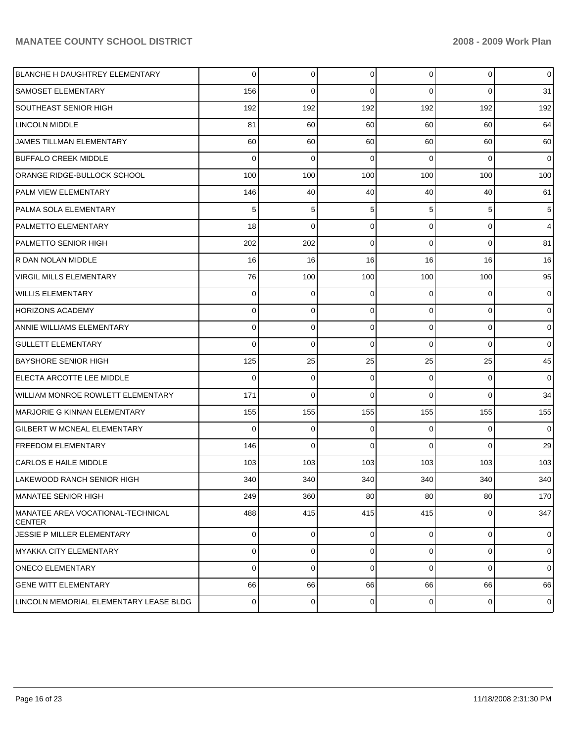| | | | | | | |
|---|---|---|---|---|---|---|
| BLANCHE H DAUGHTREY ELEMENTARY | 0 | 0 | 0 | 0 | 0 | 0 |
| SAMOSET ELEMENTARY | 156 | 0 | 0 | 0 | 0 | 31 |
| SOUTHEAST SENIOR HIGH | 192 | 192 | 192 | 192 | 192 | 192 |
| LINCOLN MIDDLE | 81 | 60 | 60 | 60 | 60 | 64 |
| JAMES TILLMAN ELEMENTARY | 60 | 60 | 60 | 60 | 60 | 60 |
| BUFFALO CREEK MIDDLE | 0 | 0 | 0 | 0 | 0 | 0 |
| ORANGE RIDGE-BULLOCK SCHOOL | 100 | 100 | 100 | 100 | 100 | 100 |
| PALM VIEW ELEMENTARY | 146 | 40 | 40 | 40 | 40 | 61 |
| PALMA SOLA ELEMENTARY | 5 | 5 | 5 | 5 | 5 | 5 |
| PALMETTO ELEMENTARY | 18 | 0 | 0 | 0 | 0 | 4 |
| PALMETTO SENIOR HIGH | 202 | 202 | 0 | 0 | 0 | 81 |
| R DAN NOLAN MIDDLE | 16 | 16 | 16 | 16 | 16 | 16 |
| VIRGIL MILLS ELEMENTARY | 76 | 100 | 100 | 100 | 100 | 95 |
| WILLIS ELEMENTARY | 0 | 0 | 0 | 0 | 0 | 0 |
| HORIZONS ACADEMY | 0 | 0 | 0 | 0 | 0 | 0 |
| ANNIE WILLIAMS ELEMENTARY | 0 | 0 | 0 | 0 | 0 | 0 |
| GULLETT ELEMENTARY | 0 | 0 | 0 | 0 | 0 | 0 |
| BAYSHORE SENIOR HIGH | 125 | 25 | 25 | 25 | 25 | 45 |
| ELECTA ARCOTTE LEE MIDDLE | 0 | 0 | 0 | 0 | 0 | 0 |
| WILLIAM MONROE ROWLETT ELEMENTARY | 171 | 0 | 0 | 0 | 0 | 34 |
| MARJORIE G KINNAN ELEMENTARY | 155 | 155 | 155 | 155 | 155 | 155 |
| GILBERT W MCNEAL ELEMENTARY | 0 | 0 | 0 | 0 | 0 | 0 |
| FREEDOM ELEMENTARY | 146 | 0 | 0 | 0 | 0 | 29 |
| CARLOS E HAILE MIDDLE | 103 | 103 | 103 | 103 | 103 | 103 |
| LAKEWOOD RANCH SENIOR HIGH | 340 | 340 | 340 | 340 | 340 | 340 |
| MANATEE SENIOR HIGH | 249 | 360 | 80 | 80 | 80 | 170 |
| MANATEE AREA VOCATIONAL-TECHNICAL CENTER | 488 | 415 | 415 | 415 | 0 | 347 |
| JESSIE P MILLER ELEMENTARY | 0 | 0 | 0 | 0 | 0 | 0 |
| MYAKKA CITY ELEMENTARY | 0 | 0 | 0 | 0 | 0 | 0 |
| ONECO ELEMENTARY | 0 | 0 | 0 | 0 | 0 | 0 |
| GENE WITT ELEMENTARY | 66 | 66 | 66 | 66 | 66 | 66 |
| LINCOLN MEMORIAL ELEMENTARY LEASE BLDG | 0 | 0 | 0 | 0 | 0 | 0 |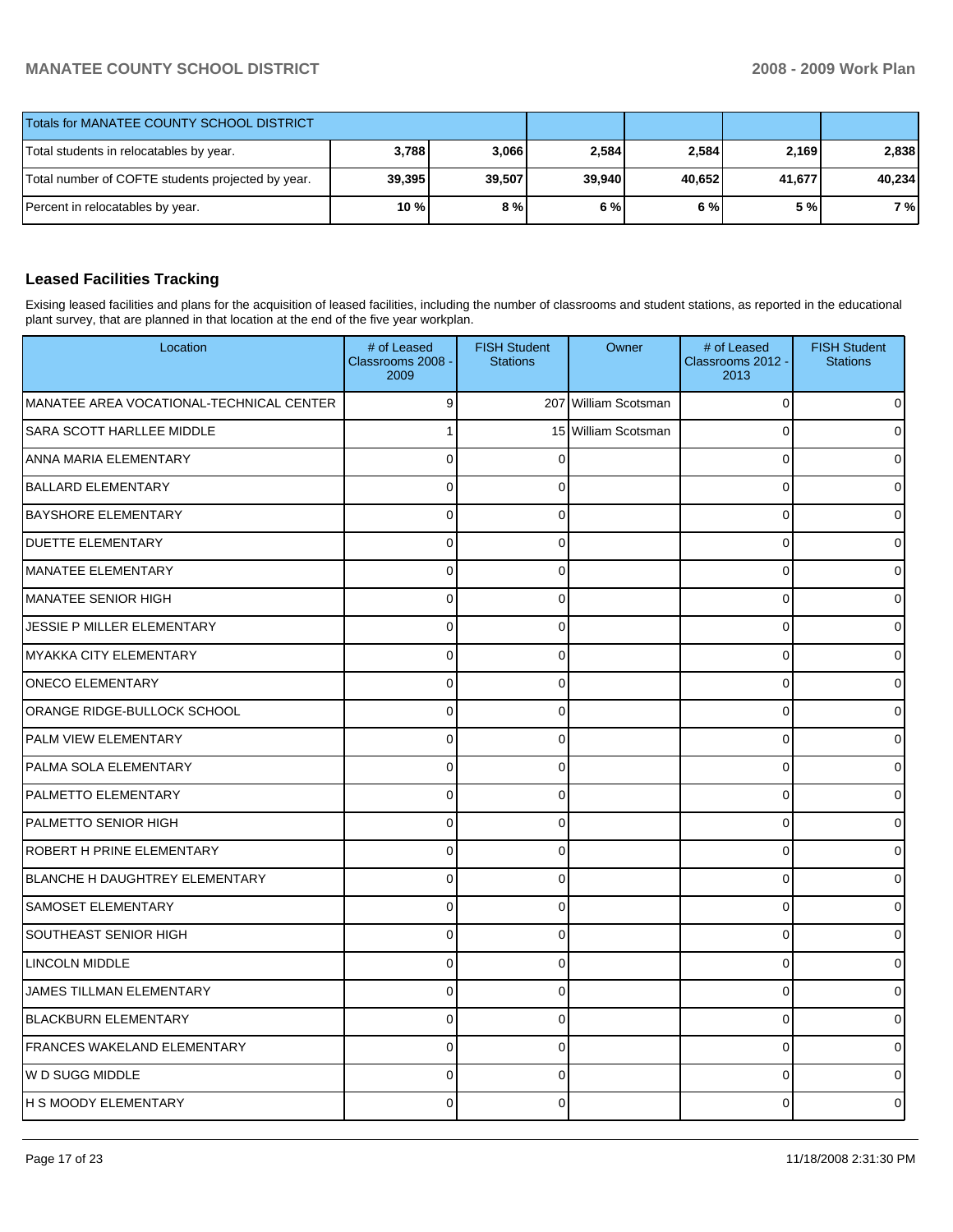| Totals for MANATEE COUNTY SCHOOL DISTRICT | | | | | | |
|---|---|---|---|---|---|---|
| Total students in relocatables by year. | 3,788 | 3,066 | 2,584 | 2,584 | 2,169 | 2,838 |
| Total number of COFTE students projected by year. | 39,395 | 39,507 | 39,940 | 40,652 | 41,677 | 40,234 |
| Percent in relocatables by year. | 10 % | 8 % | 6 % | 6 % | 5 % | 7 % |

## Leased Facilities Tracking

Exising leased facilities and plans for the acquisition of leased facilities, including the number of classrooms and student stations, as reported in the educational plant survey, that are planned in that location at the end of the five year workplan.

| Location | # of Leased Classrooms 2008 - 2009 | FISH Student Stations | Owner | # of Leased Classrooms 2012 - 2013 | FISH Student Stations |
|---|---|---|---|---|---|
| MANATEE AREA VOCATIONAL-TECHNICAL CENTER | 9 | 207 | William Scotsman | 0 | 0 |
| SARA SCOTT HARLLEE MIDDLE | 1 | 15 | William Scotsman | 0 | 0 |
| ANNA MARIA ELEMENTARY | 0 | 0 | | 0 | 0 |
| BALLARD ELEMENTARY | 0 | 0 | | 0 | 0 |
| BAYSHORE ELEMENTARY | 0 | 0 | | 0 | 0 |
| DUETTE ELEMENTARY | 0 | 0 | | 0 | 0 |
| MANATEE ELEMENTARY | 0 | 0 | | 0 | 0 |
| MANATEE SENIOR HIGH | 0 | 0 | | 0 | 0 |
| JESSIE P MILLER ELEMENTARY | 0 | 0 | | 0 | 0 |
| MYAKKA CITY ELEMENTARY | 0 | 0 | | 0 | 0 |
| ONECO ELEMENTARY | 0 | 0 | | 0 | 0 |
| ORANGE RIDGE-BULLOCK SCHOOL | 0 | 0 | | 0 | 0 |
| PALM VIEW ELEMENTARY | 0 | 0 | | 0 | 0 |
| PALMA SOLA ELEMENTARY | 0 | 0 | | 0 | 0 |
| PALMETTO ELEMENTARY | 0 | 0 | | 0 | 0 |
| PALMETTO SENIOR HIGH | 0 | 0 | | 0 | 0 |
| ROBERT H PRINE ELEMENTARY | 0 | 0 | | 0 | 0 |
| BLANCHE H DAUGHTREY ELEMENTARY | 0 | 0 | | 0 | 0 |
| SAMOSET ELEMENTARY | 0 | 0 | | 0 | 0 |
| SOUTHEAST SENIOR HIGH | 0 | 0 | | 0 | 0 |
| LINCOLN MIDDLE | 0 | 0 | | 0 | 0 |
| JAMES TILLMAN ELEMENTARY | 0 | 0 | | 0 | 0 |
| BLACKBURN ELEMENTARY | 0 | 0 | | 0 | 0 |
| FRANCES WAKELAND ELEMENTARY | 0 | 0 | | 0 | 0 |
| W D SUGG MIDDLE | 0 | 0 | | 0 | 0 |
| H S MOODY ELEMENTARY | 0 | 0 | | 0 | 0 |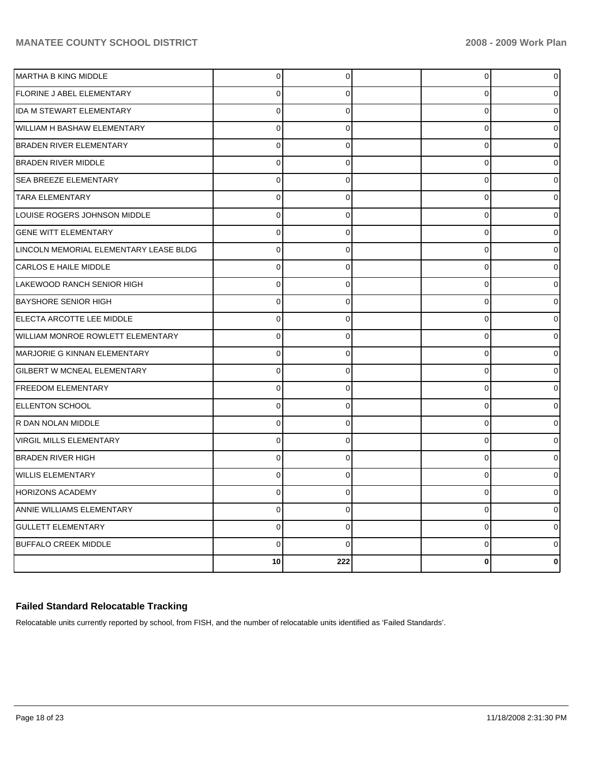| | | | | | |
|---|---|---|---|---|---|
| MARTHA B KING MIDDLE | 0 | 0 | | 0 | 0 |
| FLORINE J ABEL ELEMENTARY | 0 | 0 | | 0 | 0 |
| IDA M STEWART ELEMENTARY | 0 | 0 | | 0 | 0 |
| WILLIAM H BASHAW ELEMENTARY | 0 | 0 | | 0 | 0 |
| BRADEN RIVER ELEMENTARY | 0 | 0 | | 0 | 0 |
| BRADEN RIVER MIDDLE | 0 | 0 | | 0 | 0 |
| SEA BREEZE ELEMENTARY | 0 | 0 | | 0 | 0 |
| TARA ELEMENTARY | 0 | 0 | | 0 | 0 |
| LOUISE ROGERS JOHNSON MIDDLE | 0 | 0 | | 0 | 0 |
| GENE WITT ELEMENTARY | 0 | 0 | | 0 | 0 |
| LINCOLN MEMORIAL ELEMENTARY LEASE BLDG | 0 | 0 | | 0 | 0 |
| CARLOS E HAILE MIDDLE | 0 | 0 | | 0 | 0 |
| LAKEWOOD RANCH SENIOR HIGH | 0 | 0 | | 0 | 0 |
| BAYSHORE SENIOR HIGH | 0 | 0 | | 0 | 0 |
| ELECTA ARCOTTE LEE MIDDLE | 0 | 0 | | 0 | 0 |
| WILLIAM MONROE ROWLETT ELEMENTARY | 0 | 0 | | 0 | 0 |
| MARJORIE G KINNAN ELEMENTARY | 0 | 0 | | 0 | 0 |
| GILBERT W MCNEAL ELEMENTARY | 0 | 0 | | 0 | 0 |
| FREEDOM ELEMENTARY | 0 | 0 | | 0 | 0 |
| ELLENTON SCHOOL | 0 | 0 | | 0 | 0 |
| R DAN NOLAN MIDDLE | 0 | 0 | | 0 | 0 |
| VIRGIL MILLS ELEMENTARY | 0 | 0 | | 0 | 0 |
| BRADEN RIVER HIGH | 0 | 0 | | 0 | 0 |
| WILLIS ELEMENTARY | 0 | 0 | | 0 | 0 |
| HORIZONS ACADEMY | 0 | 0 | | 0 | 0 |
| ANNIE WILLIAMS ELEMENTARY | 0 | 0 | | 0 | 0 |
| GULLETT ELEMENTARY | 0 | 0 | | 0 | 0 |
| BUFFALO CREEK MIDDLE | 0 | 0 | | 0 | 0 |
| | **10** | **222** | | **0** | **0** |

## Failed Standard Relocatable Tracking

Relocatable units currently reported by school, from FISH, and the number of relocatable units identified as 'Failed Standards'.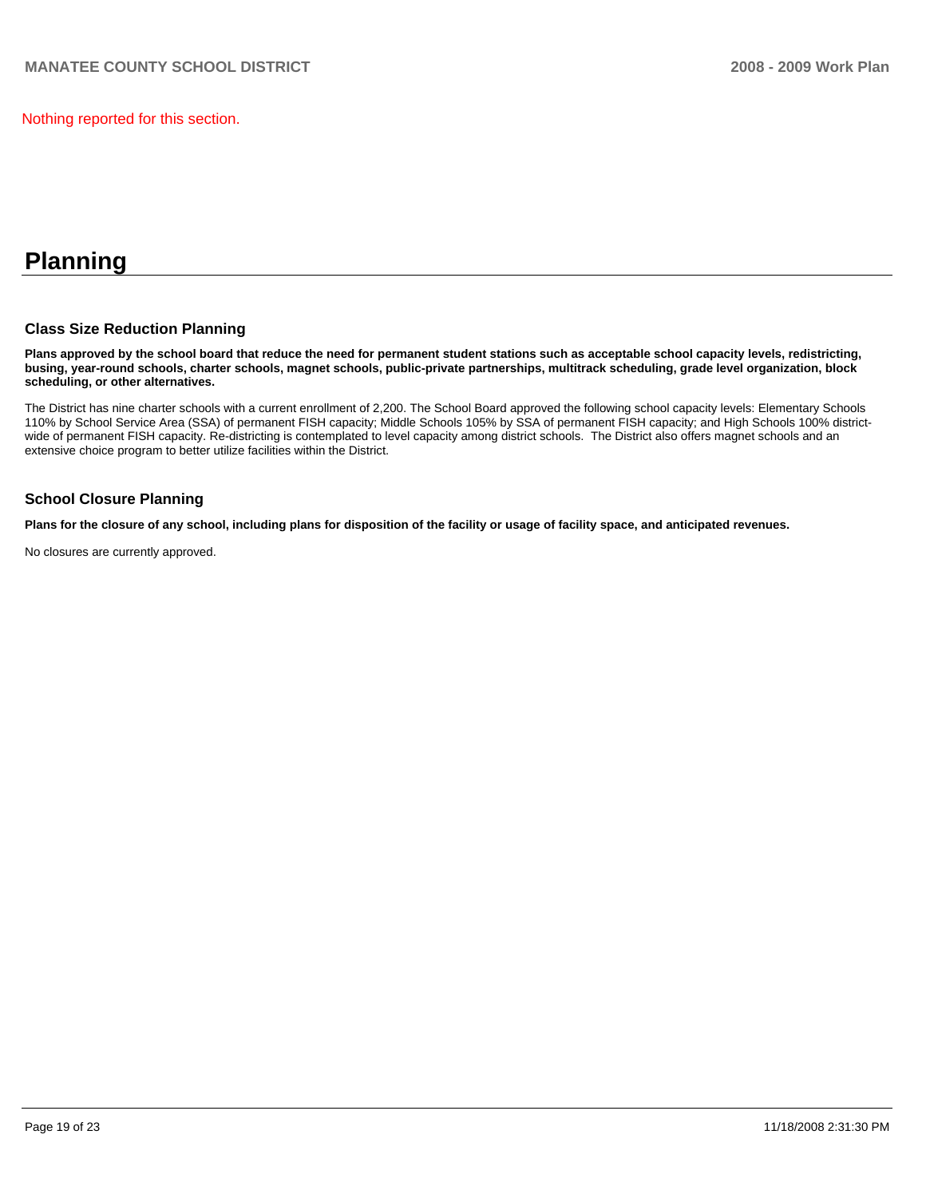Nothing reported for this section.

# Planning

## Class Size Reduction Planning

**Plans approved by the school board that reduce the need for permanent student stations such as acceptable school capacity levels, redistricting, busing, year-round schools, charter schools, magnet schools, public-private partnerships, multitrack scheduling, grade level organization, block scheduling, or other alternatives.**

The District has nine charter schools with a current enrollment of 2,200. The School Board approved the following school capacity levels: Elementary Schools 110% by School Service Area (SSA) of permanent FISH capacity; Middle Schools 105% by SSA of permanent FISH capacity; and High Schools 100% district-wide of permanent FISH capacity. Re-districting is contemplated to level capacity among district schools. The District also offers magnet schools and an extensive choice program to better utilize facilities within the District.

## School Closure Planning

**Plans for the closure of any school, including plans for disposition of the facility or usage of facility space, and anticipated revenues.**

No closures are currently approved.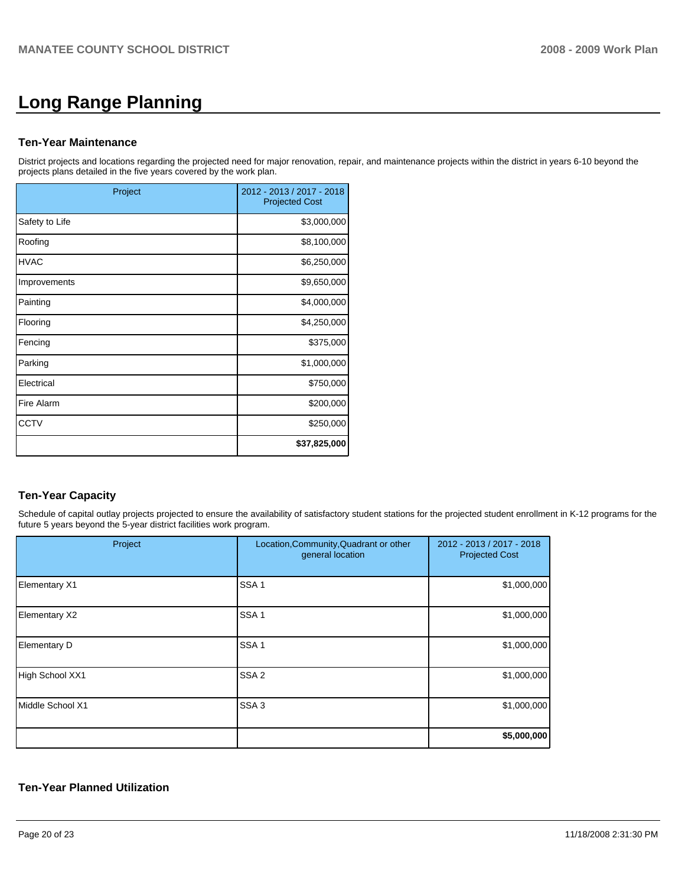# Long Range Planning

### Ten-Year Maintenance

District projects and locations regarding the projected need for major renovation, repair, and maintenance projects within the district in years 6-10 beyond the projects plans detailed in the five years covered by the work plan.

| Project | 2012 - 2013 / 2017 - 2018 Projected Cost |
|---|---|
| Safety to Life | $3,000,000 |
| Roofing | $8,100,000 |
| HVAC | $6,250,000 |
| Improvements | $9,650,000 |
| Painting | $4,000,000 |
| Flooring | $4,250,000 |
| Fencing | $375,000 |
| Parking | $1,000,000 |
| Electrical | $750,000 |
| Fire Alarm | $200,000 |
| CCTV | $250,000 |
| | **$37,825,000** |

### Ten-Year Capacity

Schedule of capital outlay projects projected to ensure the availability of satisfactory student stations for the projected student enrollment in K-12 programs for the future 5 years beyond the 5-year district facilities work program.

| Project | Location,Community,Quadrant or other general location | 2012 - 2013 / 2017 - 2018 Projected Cost |
|---|---|---|
| Elementary X1 | SSA 1 | $1,000,000 |
| Elementary X2 | SSA 1 | $1,000,000 |
| Elementary D | SSA 1 | $1,000,000 |
| High School XX1 | SSA 2 | $1,000,000 |
| Middle School X1 | SSA 3 | $1,000,000 |
| | | **$5,000,000** |

### Ten-Year Planned Utilization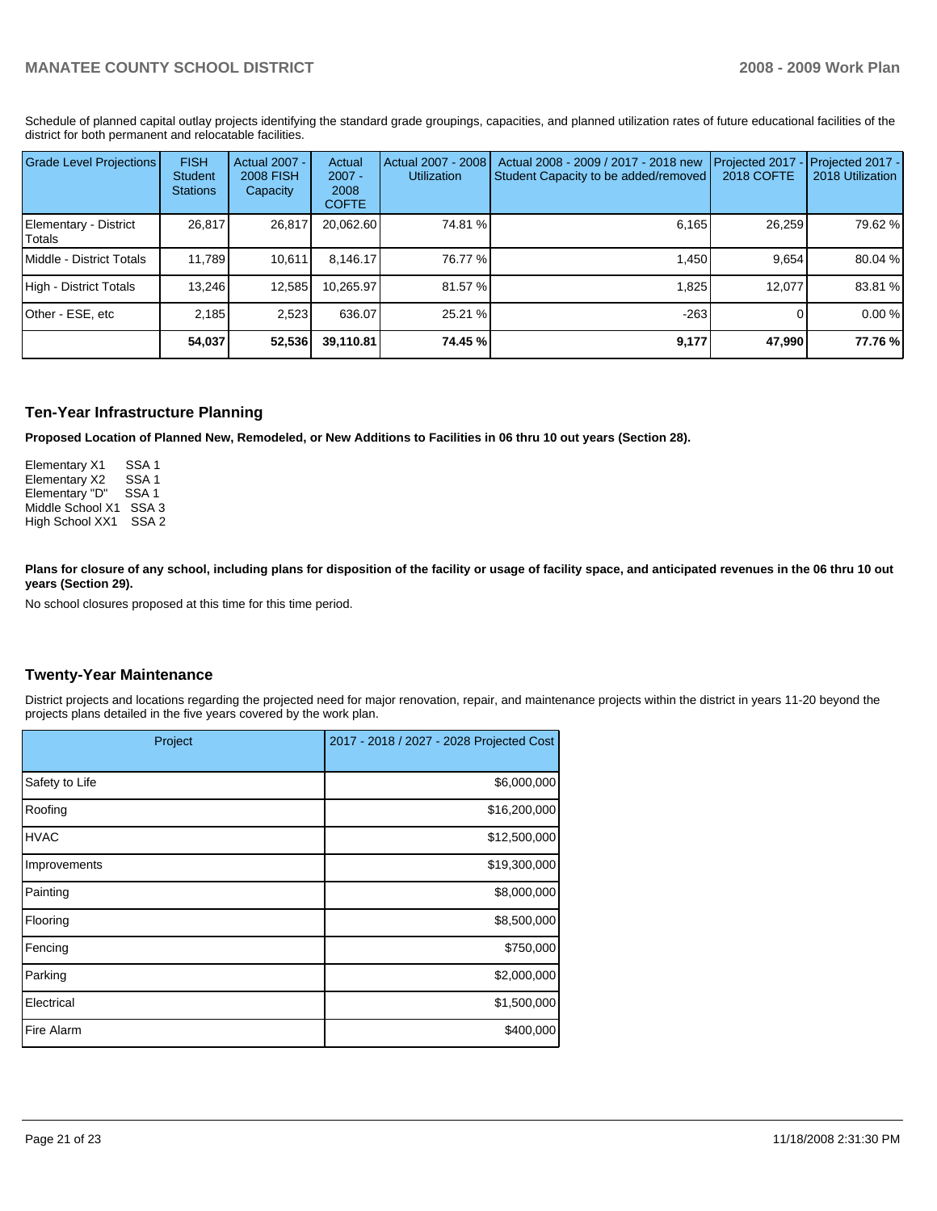Schedule of planned capital outlay projects identifying the standard grade groupings, capacities, and planned utilization rates of future educational facilities of the district for both permanent and relocatable facilities.

| Grade Level Projections | FISH Student Stations | Actual 2007 - 2008 FISH Capacity | Actual 2007 - 2008 COFTE | Actual 2007 - 2008 Utilization | Actual 2008 - 2009 / 2017 - 2018 new Student Capacity to be added/removed | Projected 2017 - 2018 COFTE | Projected 2017 - 2018 Utilization |
|---|---|---|---|---|---|---|---|
| Elementary - District Totals | 26,817 | 26,817 | 20,062.60 | 74.81 % | 6,165 | 26,259 | 79.62 % |
| Middle - District Totals | 11,789 | 10,611 | 8,146.17 | 76.77 % | 1,450 | 9,654 | 80.04 % |
| High - District Totals | 13,246 | 12,585 | 10,265.97 | 81.57 % | 1,825 | 12,077 | 83.81 % |
| Other - ESE, etc | 2,185 | 2,523 | 636.07 | 25.21 % | -263 | 0 | 0.00 % |
| | **54,037** | **52,536** | **39,110.81** | **74.45 %** | **9,177** | **47,990** | **77.76 %** |

## Ten-Year Infrastructure Planning

**Proposed Location of Planned New, Remodeled, or New Additions to Facilities in 06 thru 10 out years (Section 28).**

Elementary X1 SSA 1
Elementary X2 SSA 1
Elementary "D" SSA 1
Middle School X1 SSA 3
High School XX1 SSA 2

**Plans for closure of any school, including plans for disposition of the facility or usage of facility space, and anticipated revenues in the 06 thru 10 out years (Section 29).**

No school closures proposed at this time for this time period.

## Twenty-Year Maintenance

District projects and locations regarding the projected need for major renovation, repair, and maintenance projects within the district in years 11-20 beyond the projects plans detailed in the five years covered by the work plan.

| Project | 2017 - 2018 / 2027 - 2028 Projected Cost |
|---|---|
| Safety to Life | $6,000,000 |
| Roofing | $16,200,000 |
| HVAC | $12,500,000 |
| Improvements | $19,300,000 |
| Painting | $8,000,000 |
| Flooring | $8,500,000 |
| Fencing | $750,000 |
| Parking | $2,000,000 |
| Electrical | $1,500,000 |
| Fire Alarm | $400,000 |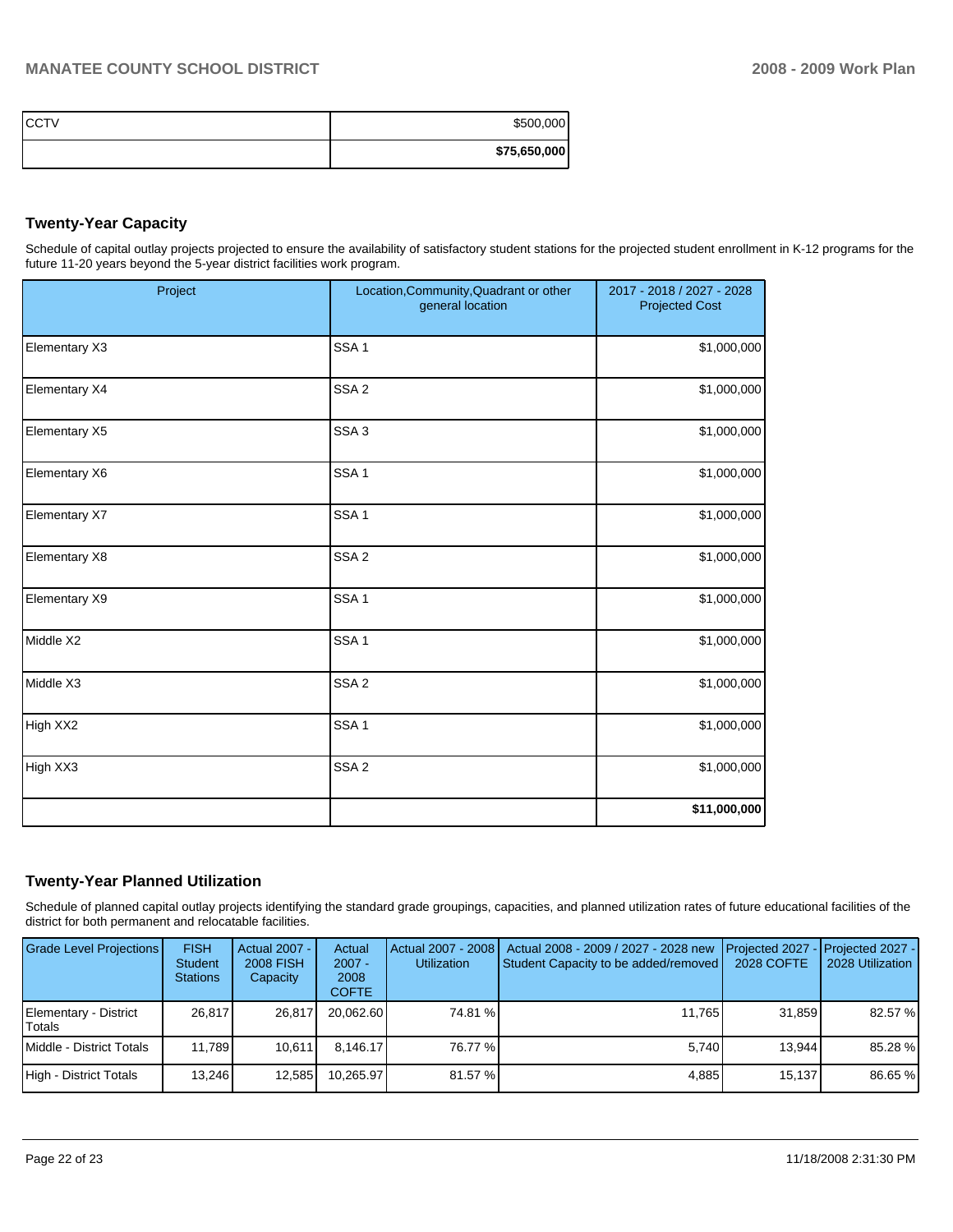| CCTV | $500,000 |
| --- | --- |
| | **$75,650,000** |

## Twenty-Year Capacity

Schedule of capital outlay projects projected to ensure the availability of satisfactory student stations for the projected student enrollment in K-12 programs for the future 11-20 years beyond the 5-year district facilities work program.

| Project | Location,Community,Quadrant or other general location | 2017 - 2018 / 2027 - 2028 Projected Cost |
| --- | --- | --- |
| Elementary X3 | SSA 1 | $1,000,000 |
| Elementary X4 | SSA 2 | $1,000,000 |
| Elementary X5 | SSA 3 | $1,000,000 |
| Elementary X6 | SSA 1 | $1,000,000 |
| Elementary X7 | SSA 1 | $1,000,000 |
| Elementary X8 | SSA 2 | $1,000,000 |
| Elementary X9 | SSA 1 | $1,000,000 |
| Middle X2 | SSA 1 | $1,000,000 |
| Middle X3 | SSA 2 | $1,000,000 |
| High XX2 | SSA 1 | $1,000,000 |
| High XX3 | SSA 2 | $1,000,000 |
| | | **$11,000,000** |

## Twenty-Year Planned Utilization

Schedule of planned capital outlay projects identifying the standard grade groupings, capacities, and planned utilization rates of future educational facilities of the district for both permanent and relocatable facilities.

| Grade Level Projections | FISH Student Stations | Actual 2007 - 2008 FISH Capacity | Actual 2007 - 2008 COFTE | Actual 2007 - 2008 Utilization | Actual 2008 - 2009 / 2027 - 2028 new Student Capacity to be added/removed | Projected 2027 - 2028 COFTE | Projected 2027 - 2028 Utilization |
| --- | --- | --- | --- | --- | --- | --- | --- |
| Elementary - District Totals | 26,817 | 26,817 | 20,062.60 | 74.81 % | 11,765 | 31,859 | 82.57 % |
| Middle - District Totals | 11,789 | 10,611 | 8,146.17 | 76.77 % | 5,740 | 13,944 | 85.28 % |
| High - District Totals | 13,246 | 12,585 | 10,265.97 | 81.57 % | 4,885 | 15,137 | 86.65 % |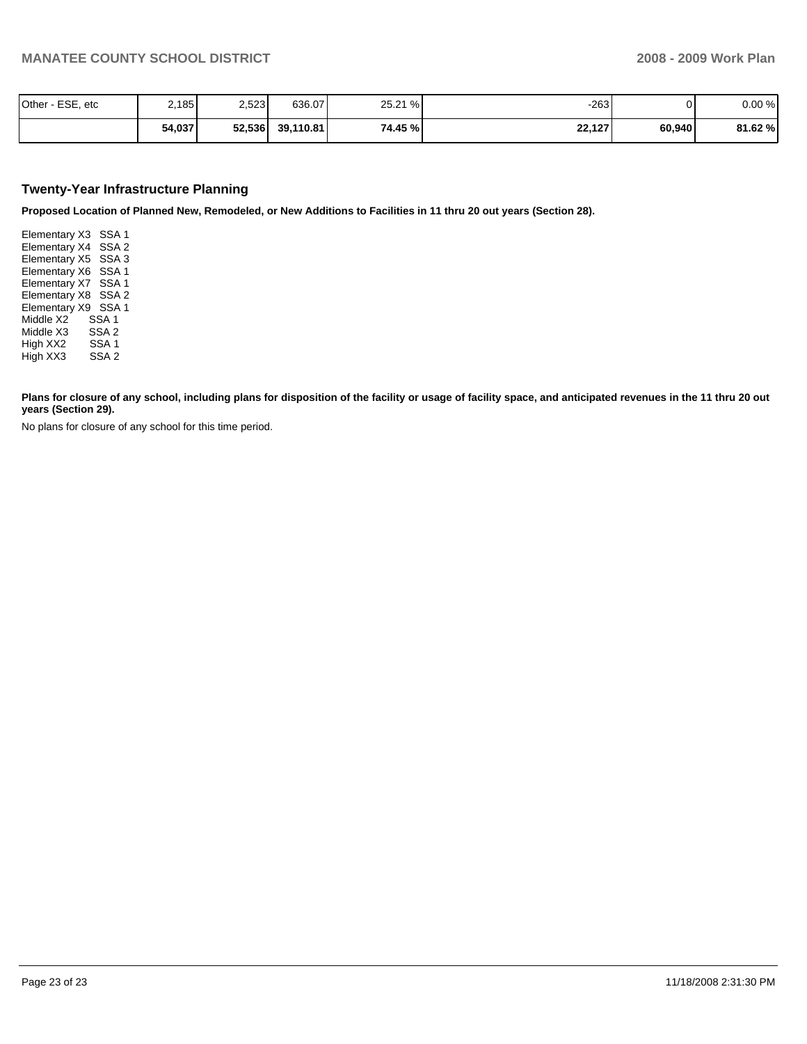| | | | | | | | |
|---|---|---|---|---|---|---|---|
| Other - ESE, etc | 2,185 | 2,523 | 636.07 | 25.21 % | -263 | 0 | 0.00 % |
| | **54,037** | **52,536** | **39,110.81** | **74.45 %** | **22,127** | **60,940** | **81.62 %** |

## Twenty-Year Infrastructure Planning

**Proposed Location of Planned New, Remodeled, or New Additions to Facilities in 11 thru 20 out years (Section 28).**

Elementary X3 SSA 1
Elementary X4 SSA 2
Elementary X5 SSA 3
Elementary X6 SSA 1
Elementary X7 SSA 1
Elementary X8 SSA 2
Elementary X9 SSA 1
Middle X2 SSA 1
Middle X3 SSA 2
High XX2 SSA 1
High XX3 SSA 2

**Plans for closure of any school, including plans for disposition of the facility or usage of facility space, and anticipated revenues in the 11 thru 20 out years (Section 29).**

No plans for closure of any school for this time period.